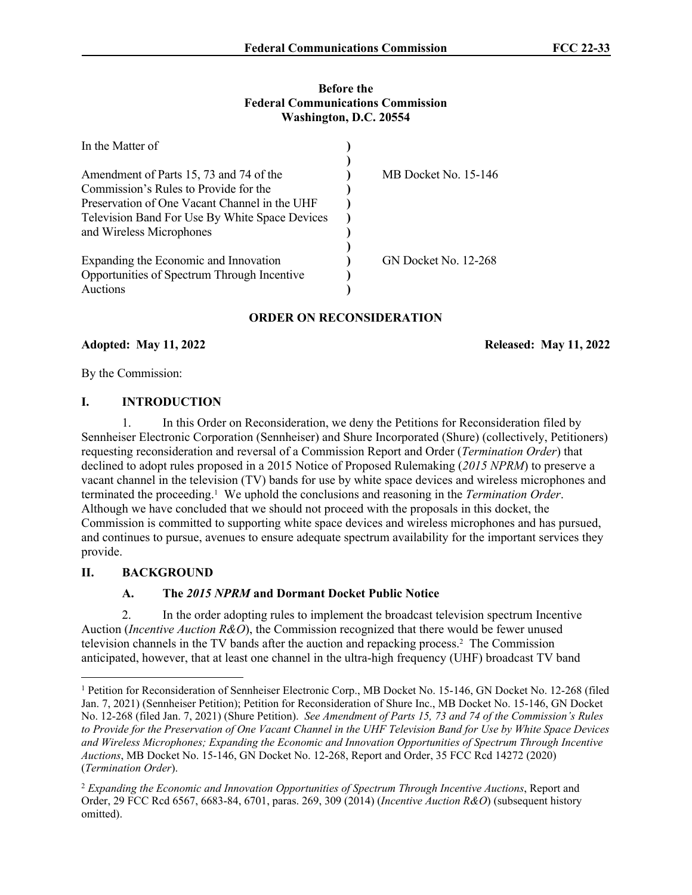**Before the**
**Federal Communications Commission**
**Washington, D.C. 20554**

| | | |
|---|---|---|
| In the Matter of | ) | |
| | ) | |
| Amendment of Parts 15, 73 and 74 of the Commission's Rules to Provide for the Preservation of One Vacant Channel in the UHF Television Band For Use By White Space Devices and Wireless Microphones | ) | MB Docket No. 15-146 |
| | ) | |
| Expanding the Economic and Innovation Opportunities of Spectrum Through Incentive Auctions | ) | GN Docket No. 12-268 |

**ORDER ON RECONSIDERATION**

**Adopted: May 11, 2022** **Released: May 11, 2022**

By the Commission:

# I. INTRODUCTION

1. In this Order on Reconsideration, we deny the Petitions for Reconsideration filed by Sennheiser Electronic Corporation (Sennheiser) and Shure Incorporated (Shure) (collectively, Petitioners) requesting reconsideration and reversal of a Commission Report and Order (*Termination Order*) that declined to adopt rules proposed in a 2015 Notice of Proposed Rulemaking (*2015 NPRM*) to preserve a vacant channel in the television (TV) bands for use by white space devices and wireless microphones and terminated the proceeding.[1] We uphold the conclusions and reasoning in the *Termination Order*. Although we have concluded that we should not proceed with the proposals in this docket, the Commission is committed to supporting white space devices and wireless microphones and has pursued, and continues to pursue, avenues to ensure adequate spectrum availability for the important services they provide.

# II. BACKGROUND

## A. The *2015 NPRM* and Dormant Docket Public Notice

2. In the order adopting rules to implement the broadcast television spectrum Incentive Auction (*Incentive Auction R&O*), the Commission recognized that there would be fewer unused television channels in the TV bands after the auction and repacking process.[2] The Commission anticipated, however, that at least one channel in the ultra-high frequency (UHF) broadcast TV band

[1] Petition for Reconsideration of Sennheiser Electronic Corp., MB Docket No. 15-146, GN Docket No. 12-268 (filed Jan. 7, 2021) (Sennheiser Petition); Petition for Reconsideration of Shure Inc., MB Docket No. 15-146, GN Docket No. 12-268 (filed Jan. 7, 2021) (Shure Petition). *See Amendment of Parts 15, 73 and 74 of the Commission's Rules to Provide for the Preservation of One Vacant Channel in the UHF Television Band for Use by White Space Devices and Wireless Microphones; Expanding the Economic and Innovation Opportunities of Spectrum Through Incentive Auctions*, MB Docket No. 15-146, GN Docket No. 12-268, Report and Order, 35 FCC Rcd 14272 (2020) (*Termination Order*).

[2] *Expanding the Economic and Innovation Opportunities of Spectrum Through Incentive Auctions*, Report and Order, 29 FCC Rcd 6567, 6683-84, 6701, paras. 269, 309 (2014) (*Incentive Auction R&O*) (subsequent history omitted).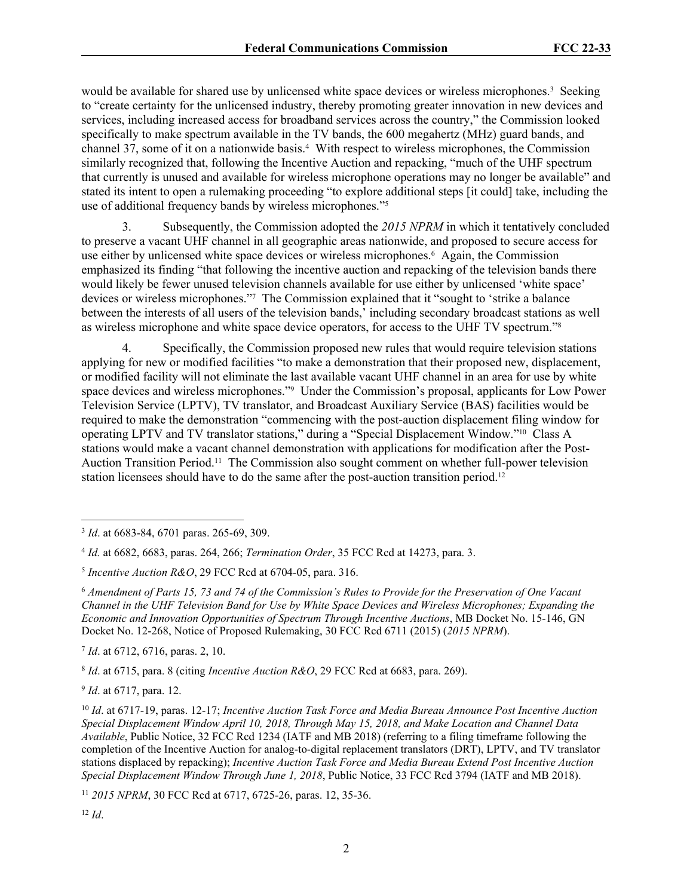would be available for shared use by unlicensed white space devices or wireless microphones.[3] Seeking to "create certainty for the unlicensed industry, thereby promoting greater innovation in new devices and services, including increased access for broadband services across the country," the Commission looked specifically to make spectrum available in the TV bands, the 600 megahertz (MHz) guard bands, and channel 37, some of it on a nationwide basis.[4] With respect to wireless microphones, the Commission similarly recognized that, following the Incentive Auction and repacking, "much of the UHF spectrum that currently is unused and available for wireless microphone operations may no longer be available" and stated its intent to open a rulemaking proceeding "to explore additional steps [it could] take, including the use of additional frequency bands by wireless microphones."[5]

3. Subsequently, the Commission adopted the *2015 NPRM* in which it tentatively concluded to preserve a vacant UHF channel in all geographic areas nationwide, and proposed to secure access for use either by unlicensed white space devices or wireless microphones.[6] Again, the Commission emphasized its finding "that following the incentive auction and repacking of the television bands there would likely be fewer unused television channels available for use either by unlicensed 'white space' devices or wireless microphones."[7] The Commission explained that it "sought to 'strike a balance between the interests of all users of the television bands,' including secondary broadcast stations as well as wireless microphone and white space device operators, for access to the UHF TV spectrum."[8]

4. Specifically, the Commission proposed new rules that would require television stations applying for new or modified facilities "to make a demonstration that their proposed new, displacement, or modified facility will not eliminate the last available vacant UHF channel in an area for use by white space devices and wireless microphones."[9] Under the Commission's proposal, applicants for Low Power Television Service (LPTV), TV translator, and Broadcast Auxiliary Service (BAS) facilities would be required to make the demonstration "commencing with the post-auction displacement filing window for operating LPTV and TV translator stations," during a "Special Displacement Window."[10] Class A stations would make a vacant channel demonstration with applications for modification after the Post-Auction Transition Period.[11] The Commission also sought comment on whether full-power television station licensees should have to do the same after the post-auction transition period.[12]

---

[3] *Id*. at 6683-84, 6701 paras. 265-69, 309.

[4] *Id.* at 6682, 6683, paras. 264, 266; *Termination Order*, 35 FCC Rcd at 14273, para. 3.

[5] *Incentive Auction R&O*, 29 FCC Rcd at 6704-05, para. 316.

[6] *Amendment of Parts 15, 73 and 74 of the Commission's Rules to Provide for the Preservation of One Vacant Channel in the UHF Television Band for Use by White Space Devices and Wireless Microphones; Expanding the Economic and Innovation Opportunities of Spectrum Through Incentive Auctions*, MB Docket No. 15-146, GN Docket No. 12-268, Notice of Proposed Rulemaking, 30 FCC Rcd 6711 (2015) (*2015 NPRM*).

[7] *Id*. at 6712, 6716, paras. 2, 10.

[8] *Id*. at 6715, para. 8 (citing *Incentive Auction R&O*, 29 FCC Rcd at 6683, para. 269).

[9] *Id*. at 6717, para. 12.

[10] *Id*. at 6717-19, paras. 12-17; *Incentive Auction Task Force and Media Bureau Announce Post Incentive Auction Special Displacement Window April 10, 2018, Through May 15, 2018, and Make Location and Channel Data Available*, Public Notice, 32 FCC Rcd 1234 (IATF and MB 2018) (referring to a filing timeframe following the completion of the Incentive Auction for analog-to-digital replacement translators (DRT), LPTV, and TV translator stations displaced by repacking); *Incentive Auction Task Force and Media Bureau Extend Post Incentive Auction Special Displacement Window Through June 1, 2018*, Public Notice, 33 FCC Rcd 3794 (IATF and MB 2018).

[11] *2015 NPRM*, 30 FCC Rcd at 6717, 6725-26, paras. 12, 35-36.

[12] *Id*.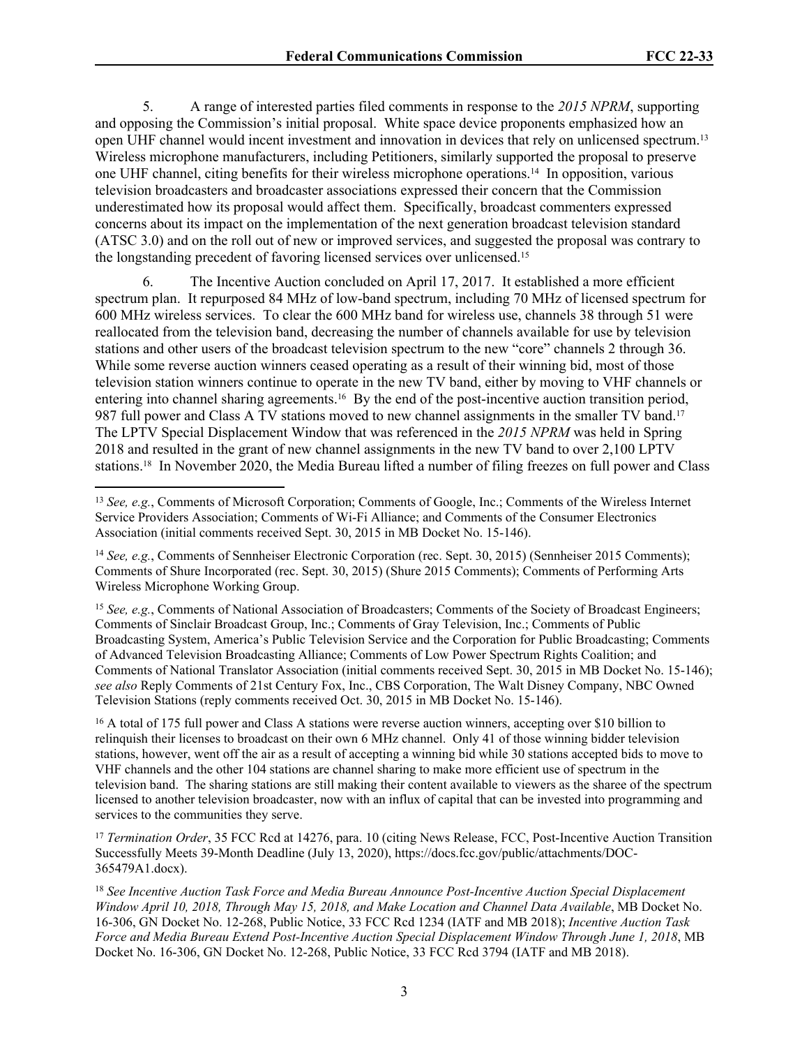5. A range of interested parties filed comments in response to the *2015 NPRM*, supporting and opposing the Commission's initial proposal. White space device proponents emphasized how an open UHF channel would incent investment and innovation in devices that rely on unlicensed spectrum.[13] Wireless microphone manufacturers, including Petitioners, similarly supported the proposal to preserve one UHF channel, citing benefits for their wireless microphone operations.[14] In opposition, various television broadcasters and broadcaster associations expressed their concern that the Commission underestimated how its proposal would affect them. Specifically, broadcast commenters expressed concerns about its impact on the implementation of the next generation broadcast television standard (ATSC 3.0) and on the roll out of new or improved services, and suggested the proposal was contrary to the longstanding precedent of favoring licensed services over unlicensed.[15]

6. The Incentive Auction concluded on April 17, 2017. It established a more efficient spectrum plan. It repurposed 84 MHz of low-band spectrum, including 70 MHz of licensed spectrum for 600 MHz wireless services. To clear the 600 MHz band for wireless use, channels 38 through 51 were reallocated from the television band, decreasing the number of channels available for use by television stations and other users of the broadcast television spectrum to the new "core" channels 2 through 36. While some reverse auction winners ceased operating as a result of their winning bid, most of those television station winners continue to operate in the new TV band, either by moving to VHF channels or entering into channel sharing agreements.[16] By the end of the post-incentive auction transition period, 987 full power and Class A TV stations moved to new channel assignments in the smaller TV band.[17] The LPTV Special Displacement Window that was referenced in the *2015 NPRM* was held in Spring 2018 and resulted in the grant of new channel assignments in the new TV band to over 2,100 LPTV stations.[18] In November 2020, the Media Bureau lifted a number of filing freezes on full power and Class

---

[13] *See, e.g.*, Comments of Microsoft Corporation; Comments of Google, Inc.; Comments of the Wireless Internet Service Providers Association; Comments of Wi-Fi Alliance; and Comments of the Consumer Electronics Association (initial comments received Sept. 30, 2015 in MB Docket No. 15-146).

[14] *See, e.g.*, Comments of Sennheiser Electronic Corporation (rec. Sept. 30, 2015) (Sennheiser 2015 Comments); Comments of Shure Incorporated (rec. Sept. 30, 2015) (Shure 2015 Comments); Comments of Performing Arts Wireless Microphone Working Group.

[15] *See, e.g.*, Comments of National Association of Broadcasters; Comments of the Society of Broadcast Engineers; Comments of Sinclair Broadcast Group, Inc.; Comments of Gray Television, Inc.; Comments of Public Broadcasting System, America's Public Television Service and the Corporation for Public Broadcasting; Comments of Advanced Television Broadcasting Alliance; Comments of Low Power Spectrum Rights Coalition; and Comments of National Translator Association (initial comments received Sept. 30, 2015 in MB Docket No. 15-146); *see also* Reply Comments of 21st Century Fox, Inc., CBS Corporation, The Walt Disney Company, NBC Owned Television Stations (reply comments received Oct. 30, 2015 in MB Docket No. 15-146).

[16] A total of 175 full power and Class A stations were reverse auction winners, accepting over $10 billion to relinquish their licenses to broadcast on their own 6 MHz channel. Only 41 of those winning bidder television stations, however, went off the air as a result of accepting a winning bid while 30 stations accepted bids to move to VHF channels and the other 104 stations are channel sharing to make more efficient use of spectrum in the television band. The sharing stations are still making their content available to viewers as the sharee of the spectrum licensed to another television broadcaster, now with an influx of capital that can be invested into programming and services to the communities they serve.

[17] *Termination Order*, 35 FCC Rcd at 14276, para. 10 (citing News Release, FCC, Post-Incentive Auction Transition Successfully Meets 39-Month Deadline (July 13, 2020), https://docs.fcc.gov/public/attachments/DOC-365479A1.docx).

[18] *See Incentive Auction Task Force and Media Bureau Announce Post-Incentive Auction Special Displacement Window April 10, 2018, Through May 15, 2018, and Make Location and Channel Data Available*, MB Docket No. 16-306, GN Docket No. 12-268, Public Notice, 33 FCC Rcd 1234 (IATF and MB 2018); *Incentive Auction Task Force and Media Bureau Extend Post-Incentive Auction Special Displacement Window Through June 1, 2018*, MB Docket No. 16-306, GN Docket No. 12-268, Public Notice, 33 FCC Rcd 3794 (IATF and MB 2018).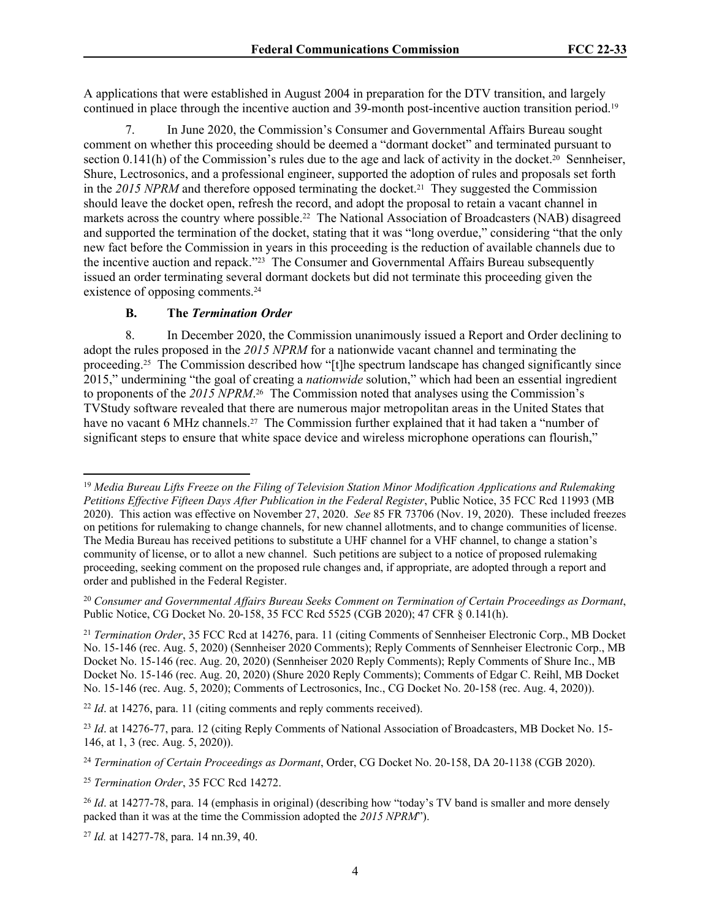A applications that were established in August 2004 in preparation for the DTV transition, and largely continued in place through the incentive auction and 39-month post-incentive auction transition period.[19]

7. In June 2020, the Commission's Consumer and Governmental Affairs Bureau sought comment on whether this proceeding should be deemed a "dormant docket" and terminated pursuant to section 0.141(h) of the Commission's rules due to the age and lack of activity in the docket.[20] Sennheiser, Shure, Lectrosonics, and a professional engineer, supported the adoption of rules and proposals set forth in the *2015 NPRM* and therefore opposed terminating the docket.[21] They suggested the Commission should leave the docket open, refresh the record, and adopt the proposal to retain a vacant channel in markets across the country where possible.[22] The National Association of Broadcasters (NAB) disagreed and supported the termination of the docket, stating that it was "long overdue," considering "that the only new fact before the Commission in years in this proceeding is the reduction of available channels due to the incentive auction and repack."[23] The Consumer and Governmental Affairs Bureau subsequently issued an order terminating several dormant dockets but did not terminate this proceeding given the existence of opposing comments.[24]

### B. The *Termination Order*

8. In December 2020, the Commission unanimously issued a Report and Order declining to adopt the rules proposed in the *2015 NPRM* for a nationwide vacant channel and terminating the proceeding.[25] The Commission described how "[t]he spectrum landscape has changed significantly since 2015," undermining "the goal of creating a *nationwide* solution," which had been an essential ingredient to proponents of the *2015 NPRM*.[26] The Commission noted that analyses using the Commission's TVStudy software revealed that there are numerous major metropolitan areas in the United States that have no vacant 6 MHz channels.[27] The Commission further explained that it had taken a "number of significant steps to ensure that white space device and wireless microphone operations can flourish,"

---

[19] *Media Bureau Lifts Freeze on the Filing of Television Station Minor Modification Applications and Rulemaking Petitions Effective Fifteen Days After Publication in the Federal Register*, Public Notice, 35 FCC Rcd 11993 (MB 2020). This action was effective on November 27, 2020. *See* 85 FR 73706 (Nov. 19, 2020). These included freezes on petitions for rulemaking to change channels, for new channel allotments, and to change communities of license. The Media Bureau has received petitions to substitute a UHF channel for a VHF channel, to change a station's community of license, or to allot a new channel. Such petitions are subject to a notice of proposed rulemaking proceeding, seeking comment on the proposed rule changes and, if appropriate, are adopted through a report and order and published in the Federal Register.

[20] *Consumer and Governmental Affairs Bureau Seeks Comment on Termination of Certain Proceedings as Dormant*, Public Notice, CG Docket No. 20-158, 35 FCC Rcd 5525 (CGB 2020); 47 CFR § 0.141(h).

[21] *Termination Order*, 35 FCC Rcd at 14276, para. 11 (citing Comments of Sennheiser Electronic Corp., MB Docket No. 15-146 (rec. Aug. 5, 2020) (Sennheiser 2020 Comments); Reply Comments of Sennheiser Electronic Corp., MB Docket No. 15-146 (rec. Aug. 20, 2020) (Sennheiser 2020 Reply Comments); Reply Comments of Shure Inc., MB Docket No. 15-146 (rec. Aug. 20, 2020) (Shure 2020 Reply Comments); Comments of Edgar C. Reihl, MB Docket No. 15-146 (rec. Aug. 5, 2020); Comments of Lectrosonics, Inc., CG Docket No. 20-158 (rec. Aug. 4, 2020)).

[22] *Id*. at 14276, para. 11 (citing comments and reply comments received).

[23] *Id*. at 14276-77, para. 12 (citing Reply Comments of National Association of Broadcasters, MB Docket No. 15-146, at 1, 3 (rec. Aug. 5, 2020)).

[24] *Termination of Certain Proceedings as Dormant*, Order, CG Docket No. 20-158, DA 20-1138 (CGB 2020).

[25] *Termination Order*, 35 FCC Rcd 14272.

[26] *Id*. at 14277-78, para. 14 (emphasis in original) (describing how "today's TV band is smaller and more densely packed than it was at the time the Commission adopted the *2015 NPRM*").

[27] *Id.* at 14277-78, para. 14 nn.39, 40.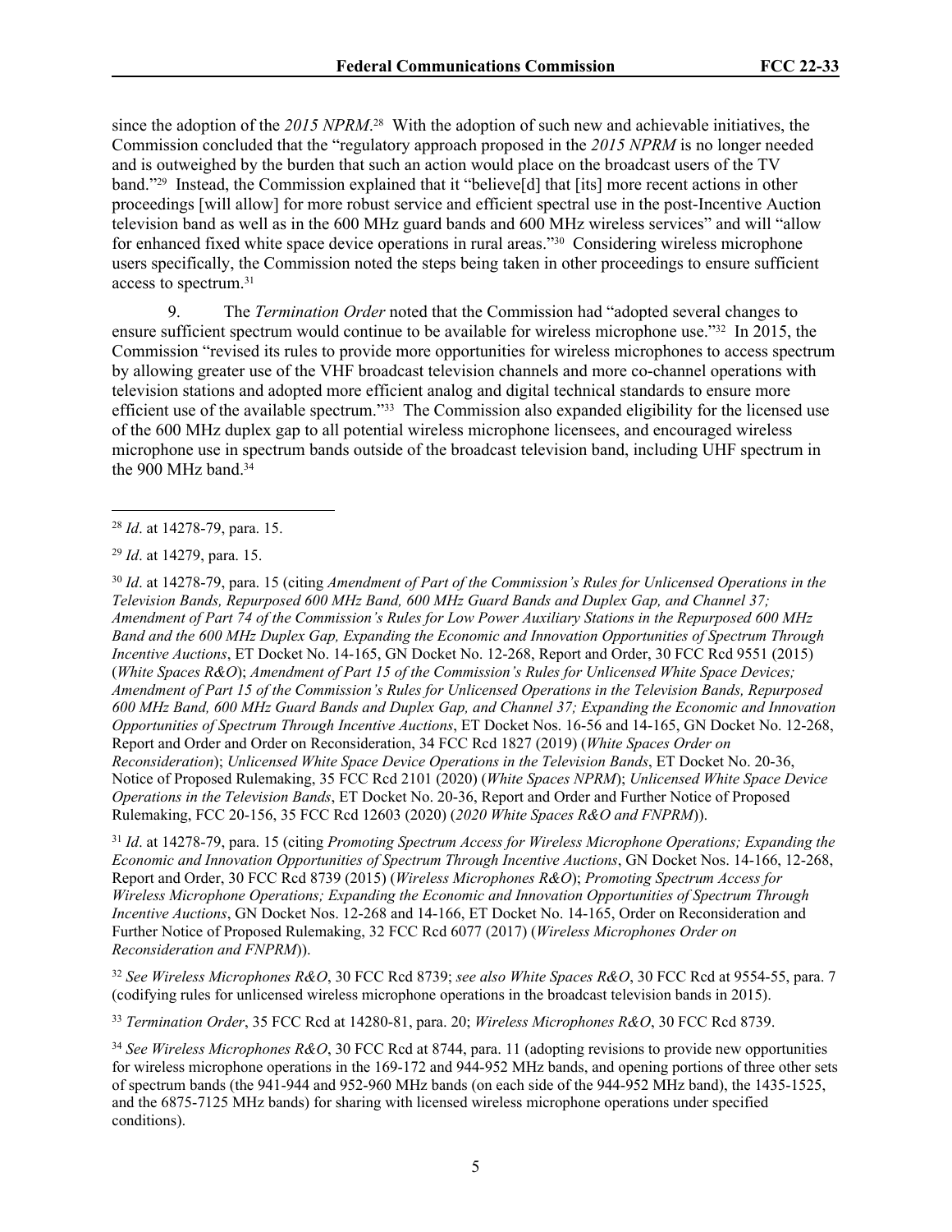since the adoption of the *2015 NPRM*.[28] With the adoption of such new and achievable initiatives, the Commission concluded that the "regulatory approach proposed in the *2015 NPRM* is no longer needed and is outweighed by the burden that such an action would place on the broadcast users of the TV band."[29] Instead, the Commission explained that it "believe[d] that [its] more recent actions in other proceedings [will allow] for more robust service and efficient spectral use in the post-Incentive Auction television band as well as in the 600 MHz guard bands and 600 MHz wireless services" and will "allow for enhanced fixed white space device operations in rural areas."[30] Considering wireless microphone users specifically, the Commission noted the steps being taken in other proceedings to ensure sufficient access to spectrum.[31]

9. The *Termination Order* noted that the Commission had "adopted several changes to ensure sufficient spectrum would continue to be available for wireless microphone use."[32] In 2015, the Commission "revised its rules to provide more opportunities for wireless microphones to access spectrum by allowing greater use of the VHF broadcast television channels and more co-channel operations with television stations and adopted more efficient analog and digital technical standards to ensure more efficient use of the available spectrum."[33] The Commission also expanded eligibility for the licensed use of the 600 MHz duplex gap to all potential wireless microphone licensees, and encouraged wireless microphone use in spectrum bands outside of the broadcast television band, including UHF spectrum in the 900 MHz band.[34]

---

[28] *Id*. at 14278-79, para. 15.

[29] *Id*. at 14279, para. 15.

[30] *Id*. at 14278-79, para. 15 (citing *Amendment of Part of the Commission's Rules for Unlicensed Operations in the Television Bands, Repurposed 600 MHz Band, 600 MHz Guard Bands and Duplex Gap, and Channel 37; Amendment of Part 74 of the Commission's Rules for Low Power Auxiliary Stations in the Repurposed 600 MHz Band and the 600 MHz Duplex Gap, Expanding the Economic and Innovation Opportunities of Spectrum Through Incentive Auctions*, ET Docket No. 14-165, GN Docket No. 12-268, Report and Order, 30 FCC Rcd 9551 (2015) (*White Spaces R&O*); *Amendment of Part 15 of the Commission's Rules for Unlicensed White Space Devices; Amendment of Part 15 of the Commission's Rules for Unlicensed Operations in the Television Bands, Repurposed 600 MHz Band, 600 MHz Guard Bands and Duplex Gap, and Channel 37; Expanding the Economic and Innovation Opportunities of Spectrum Through Incentive Auctions*, ET Docket Nos. 16-56 and 14-165, GN Docket No. 12-268, Report and Order and Order on Reconsideration, 34 FCC Rcd 1827 (2019) (*White Spaces Order on Reconsideration*); *Unlicensed White Space Device Operations in the Television Bands*, ET Docket No. 20-36, Notice of Proposed Rulemaking, 35 FCC Rcd 2101 (2020) (*White Spaces NPRM*); *Unlicensed White Space Device Operations in the Television Bands*, ET Docket No. 20-36, Report and Order and Further Notice of Proposed Rulemaking, FCC 20-156, 35 FCC Rcd 12603 (2020) (*2020 White Spaces R&O and FNPRM*)).

[31] *Id*. at 14278-79, para. 15 (citing *Promoting Spectrum Access for Wireless Microphone Operations; Expanding the Economic and Innovation Opportunities of Spectrum Through Incentive Auctions*, GN Docket Nos. 14-166, 12-268, Report and Order, 30 FCC Rcd 8739 (2015) (*Wireless Microphones R&O*); *Promoting Spectrum Access for Wireless Microphone Operations; Expanding the Economic and Innovation Opportunities of Spectrum Through Incentive Auctions*, GN Docket Nos. 12-268 and 14-166, ET Docket No. 14-165, Order on Reconsideration and Further Notice of Proposed Rulemaking, 32 FCC Rcd 6077 (2017) (*Wireless Microphones Order on Reconsideration and FNPRM*)).

[32] *See Wireless Microphones R&O*, 30 FCC Rcd 8739; *see also White Spaces R&O*, 30 FCC Rcd at 9554-55, para. 7 (codifying rules for unlicensed wireless microphone operations in the broadcast television bands in 2015).

[33] *Termination Order*, 35 FCC Rcd at 14280-81, para. 20; *Wireless Microphones R&O*, 30 FCC Rcd 8739.

[34] *See Wireless Microphones R&O*, 30 FCC Rcd at 8744, para. 11 (adopting revisions to provide new opportunities for wireless microphone operations in the 169-172 and 944-952 MHz bands, and opening portions of three other sets of spectrum bands (the 941-944 and 952-960 MHz bands (on each side of the 944-952 MHz band), the 1435-1525, and the 6875-7125 MHz bands) for sharing with licensed wireless microphone operations under specified conditions).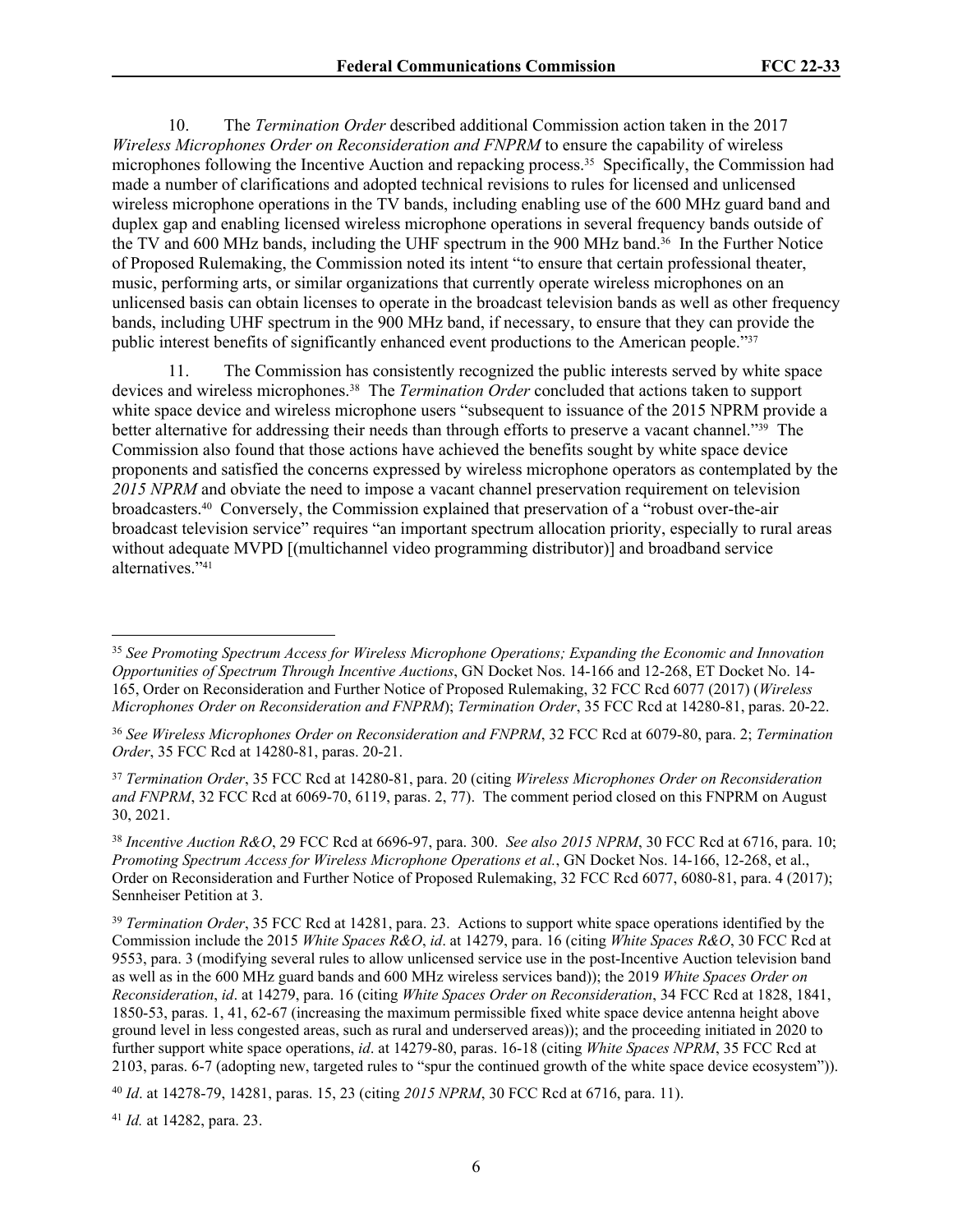10. The *Termination Order* described additional Commission action taken in the 2017 *Wireless Microphones Order on Reconsideration and FNPRM* to ensure the capability of wireless microphones following the Incentive Auction and repacking process.[35] Specifically, the Commission had made a number of clarifications and adopted technical revisions to rules for licensed and unlicensed wireless microphone operations in the TV bands, including enabling use of the 600 MHz guard band and duplex gap and enabling licensed wireless microphone operations in several frequency bands outside of the TV and 600 MHz bands, including the UHF spectrum in the 900 MHz band.[36] In the Further Notice of Proposed Rulemaking, the Commission noted its intent "to ensure that certain professional theater, music, performing arts, or similar organizations that currently operate wireless microphones on an unlicensed basis can obtain licenses to operate in the broadcast television bands as well as other frequency bands, including UHF spectrum in the 900 MHz band, if necessary, to ensure that they can provide the public interest benefits of significantly enhanced event productions to the American people."[37]

11. The Commission has consistently recognized the public interests served by white space devices and wireless microphones.[38] The *Termination Order* concluded that actions taken to support white space device and wireless microphone users "subsequent to issuance of the 2015 NPRM provide a better alternative for addressing their needs than through efforts to preserve a vacant channel."[39] The Commission also found that those actions have achieved the benefits sought by white space device proponents and satisfied the concerns expressed by wireless microphone operators as contemplated by the *2015 NPRM* and obviate the need to impose a vacant channel preservation requirement on television broadcasters.[40] Conversely, the Commission explained that preservation of a "robust over-the-air broadcast television service" requires "an important spectrum allocation priority, especially to rural areas without adequate MVPD [(multichannel video programming distributor)] and broadband service alternatives."[41]

---

[35] *See Promoting Spectrum Access for Wireless Microphone Operations; Expanding the Economic and Innovation Opportunities of Spectrum Through Incentive Auctions*, GN Docket Nos. 14-166 and 12-268, ET Docket No. 14-165, Order on Reconsideration and Further Notice of Proposed Rulemaking, 32 FCC Rcd 6077 (2017) (*Wireless Microphones Order on Reconsideration and FNPRM*); *Termination Order*, 35 FCC Rcd at 14280-81, paras. 20-22.

[36] *See Wireless Microphones Order on Reconsideration and FNPRM*, 32 FCC Rcd at 6079-80, para. 2; *Termination Order*, 35 FCC Rcd at 14280-81, paras. 20-21.

[37] *Termination Order*, 35 FCC Rcd at 14280-81, para. 20 (citing *Wireless Microphones Order on Reconsideration and FNPRM*, 32 FCC Rcd at 6069-70, 6119, paras. 2, 77). The comment period closed on this FNPRM on August 30, 2021.

[38] *Incentive Auction R&O*, 29 FCC Rcd at 6696-97, para. 300. *See also 2015 NPRM*, 30 FCC Rcd at 6716, para. 10; *Promoting Spectrum Access for Wireless Microphone Operations et al.*, GN Docket Nos. 14-166, 12-268, et al., Order on Reconsideration and Further Notice of Proposed Rulemaking, 32 FCC Rcd 6077, 6080-81, para. 4 (2017); Sennheiser Petition at 3.

[39] *Termination Order*, 35 FCC Rcd at 14281, para. 23. Actions to support white space operations identified by the Commission include the 2015 *White Spaces R&O*, *id*. at 14279, para. 16 (citing *White Spaces R&O*, 30 FCC Rcd at 9553, para. 3 (modifying several rules to allow unlicensed service use in the post-Incentive Auction television band as well as in the 600 MHz guard bands and 600 MHz wireless services band)); the 2019 *White Spaces Order on Reconsideration*, *id*. at 14279, para. 16 (citing *White Spaces Order on Reconsideration*, 34 FCC Rcd at 1828, 1841, 1850-53, paras. 1, 41, 62-67 (increasing the maximum permissible fixed white space device antenna height above ground level in less congested areas, such as rural and underserved areas)); and the proceeding initiated in 2020 to further support white space operations, *id*. at 14279-80, paras. 16-18 (citing *White Spaces NPRM*, 35 FCC Rcd at 2103, paras. 6-7 (adopting new, targeted rules to "spur the continued growth of the white space device ecosystem")).

[40] *Id*. at 14278-79, 14281, paras. 15, 23 (citing *2015 NPRM*, 30 FCC Rcd at 6716, para. 11).

[41] *Id.* at 14282, para. 23.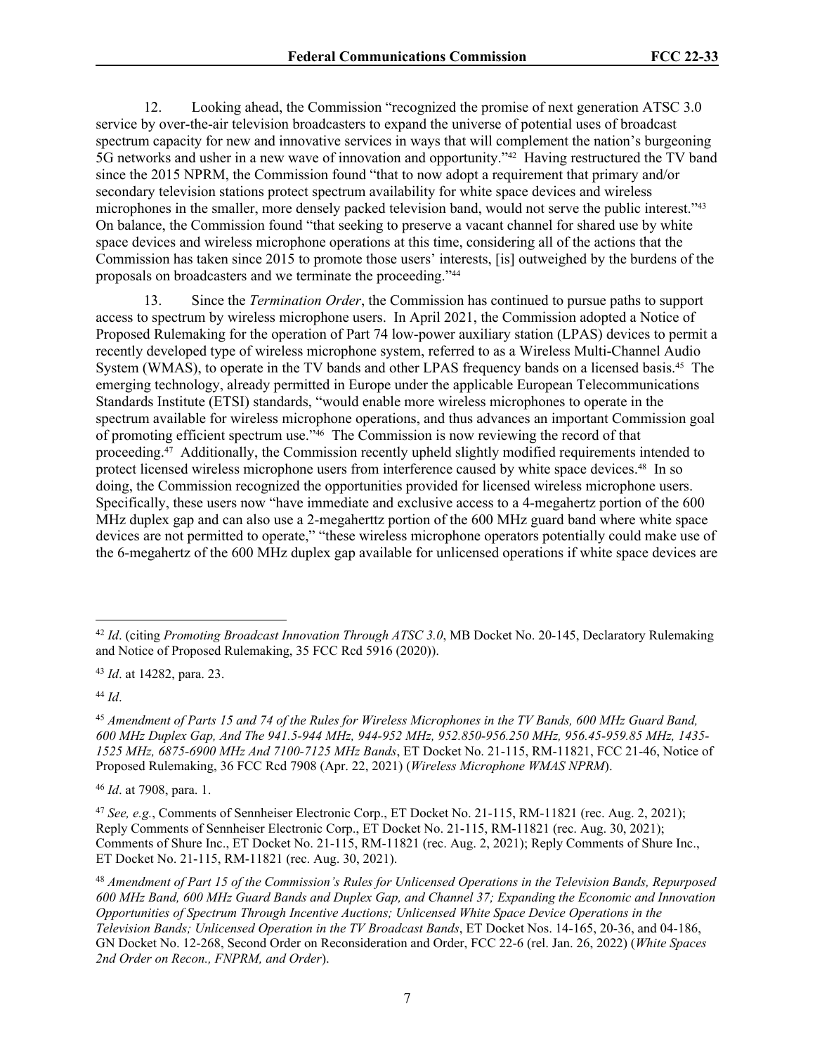12. Looking ahead, the Commission "recognized the promise of next generation ATSC 3.0 service by over-the-air television broadcasters to expand the universe of potential uses of broadcast spectrum capacity for new and innovative services in ways that will complement the nation's burgeoning 5G networks and usher in a new wave of innovation and opportunity."[42] Having restructured the TV band since the 2015 NPRM, the Commission found "that to now adopt a requirement that primary and/or secondary television stations protect spectrum availability for white space devices and wireless microphones in the smaller, more densely packed television band, would not serve the public interest."[43] On balance, the Commission found "that seeking to preserve a vacant channel for shared use by white space devices and wireless microphone operations at this time, considering all of the actions that the Commission has taken since 2015 to promote those users' interests, [is] outweighed by the burdens of the proposals on broadcasters and we terminate the proceeding."[44]

13. Since the *Termination Order*, the Commission has continued to pursue paths to support access to spectrum by wireless microphone users. In April 2021, the Commission adopted a Notice of Proposed Rulemaking for the operation of Part 74 low-power auxiliary station (LPAS) devices to permit a recently developed type of wireless microphone system, referred to as a Wireless Multi-Channel Audio System (WMAS), to operate in the TV bands and other LPAS frequency bands on a licensed basis.[45] The emerging technology, already permitted in Europe under the applicable European Telecommunications Standards Institute (ETSI) standards, "would enable more wireless microphones to operate in the spectrum available for wireless microphone operations, and thus advances an important Commission goal of promoting efficient spectrum use."[46] The Commission is now reviewing the record of that proceeding.[47] Additionally, the Commission recently upheld slightly modified requirements intended to protect licensed wireless microphone users from interference caused by white space devices.[48] In so doing, the Commission recognized the opportunities provided for licensed wireless microphone users. Specifically, these users now "have immediate and exclusive access to a 4-megahertz portion of the 600 MHz duplex gap and can also use a 2-megahertz portion of the 600 MHz guard band where white space devices are not permitted to operate," "these wireless microphone operators potentially could make use of the 6-megahertz of the 600 MHz duplex gap available for unlicensed operations if white space devices are

---

[42] *Id*. (citing *Promoting Broadcast Innovation Through ATSC 3.0*, MB Docket No. 20-145, Declaratory Rulemaking and Notice of Proposed Rulemaking, 35 FCC Rcd 5916 (2020)).

[43] *Id*. at 14282, para. 23.

[44] *Id*.

[45] *Amendment of Parts 15 and 74 of the Rules for Wireless Microphones in the TV Bands, 600 MHz Guard Band, 600 MHz Duplex Gap, And The 941.5-944 MHz, 944-952 MHz, 952.850-956.250 MHz, 956.45-959.85 MHz, 1435-1525 MHz, 6875-6900 MHz And 7100-7125 MHz Bands*, ET Docket No. 21-115, RM-11821, FCC 21-46, Notice of Proposed Rulemaking, 36 FCC Rcd 7908 (Apr. 22, 2021) (*Wireless Microphone WMAS NPRM*).

[46] *Id*. at 7908, para. 1.

[47] *See, e.g.*, Comments of Sennheiser Electronic Corp., ET Docket No. 21-115, RM-11821 (rec. Aug. 2, 2021); Reply Comments of Sennheiser Electronic Corp., ET Docket No. 21-115, RM-11821 (rec. Aug. 30, 2021); Comments of Shure Inc., ET Docket No. 21-115, RM-11821 (rec. Aug. 2, 2021); Reply Comments of Shure Inc., ET Docket No. 21-115, RM-11821 (rec. Aug. 30, 2021).

[48] *Amendment of Part 15 of the Commission's Rules for Unlicensed Operations in the Television Bands, Repurposed 600 MHz Band, 600 MHz Guard Bands and Duplex Gap, and Channel 37; Expanding the Economic and Innovation Opportunities of Spectrum Through Incentive Auctions; Unlicensed White Space Device Operations in the Television Bands; Unlicensed Operation in the TV Broadcast Bands*, ET Docket Nos. 14-165, 20-36, and 04-186, GN Docket No. 12-268, Second Order on Reconsideration and Order, FCC 22-6 (rel. Jan. 26, 2022) (*White Spaces 2nd Order on Recon., FNPRM, and Order*).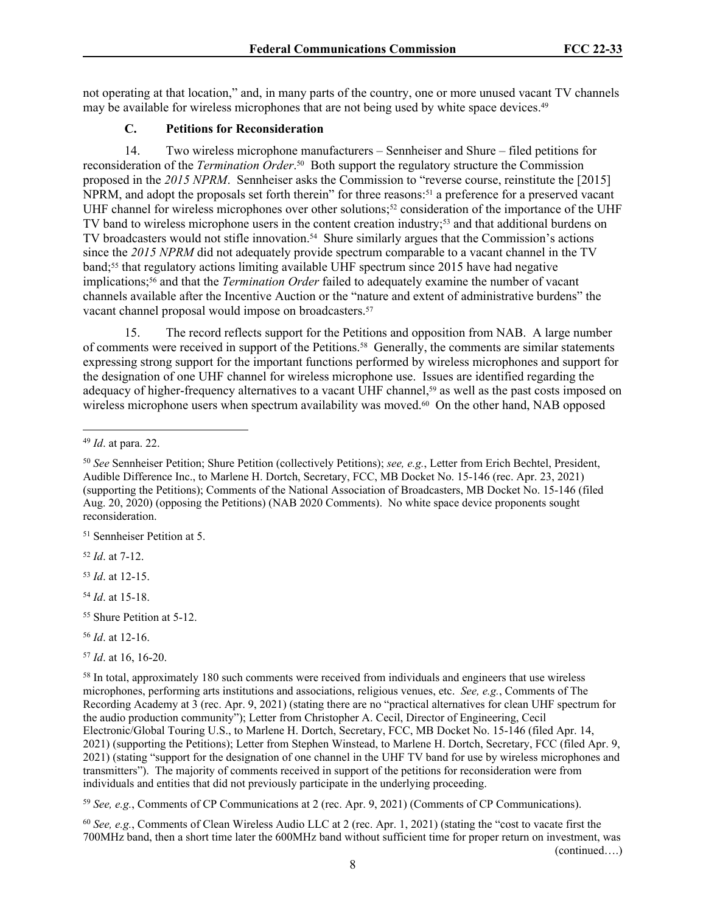not operating at that location," and, in many parts of the country, one or more unused vacant TV channels may be available for wireless microphones that are not being used by white space devices.[49]

### C. Petitions for Reconsideration

14. Two wireless microphone manufacturers – Sennheiser and Shure – filed petitions for reconsideration of the *Termination Order*.[50] Both support the regulatory structure the Commission proposed in the *2015 NPRM*. Sennheiser asks the Commission to "reverse course, reinstitute the [2015] NPRM, and adopt the proposals set forth therein" for three reasons:[51] a preference for a preserved vacant UHF channel for wireless microphones over other solutions;[52] consideration of the importance of the UHF TV band to wireless microphone users in the content creation industry;[53] and that additional burdens on TV broadcasters would not stifle innovation.[54] Shure similarly argues that the Commission's actions since the *2015 NPRM* did not adequately provide spectrum comparable to a vacant channel in the TV band;[55] that regulatory actions limiting available UHF spectrum since 2015 have had negative implications;[56] and that the *Termination Order* failed to adequately examine the number of vacant channels available after the Incentive Auction or the "nature and extent of administrative burdens" the vacant channel proposal would impose on broadcasters.[57]

15. The record reflects support for the Petitions and opposition from NAB. A large number of comments were received in support of the Petitions.[58] Generally, the comments are similar statements expressing strong support for the important functions performed by wireless microphones and support for the designation of one UHF channel for wireless microphone use. Issues are identified regarding the adequacy of higher-frequency alternatives to a vacant UHF channel,[59] as well as the past costs imposed on wireless microphone users when spectrum availability was moved.[60] On the other hand, NAB opposed

---

[49] *Id*. at para. 22.

[50] *See* Sennheiser Petition; Shure Petition (collectively Petitions); *see, e.g.*, Letter from Erich Bechtel, President, Audible Difference Inc., to Marlene H. Dortch, Secretary, FCC, MB Docket No. 15-146 (rec. Apr. 23, 2021) (supporting the Petitions); Comments of the National Association of Broadcasters, MB Docket No. 15-146 (filed Aug. 20, 2020) (opposing the Petitions) (NAB 2020 Comments). No white space device proponents sought reconsideration.

[51] Sennheiser Petition at 5.

[52] *Id*. at 7-12.

[53] *Id*. at 12-15.

[54] *Id*. at 15-18.

[55] Shure Petition at 5-12.

[56] *Id*. at 12-16.

[57] *Id*. at 16, 16-20.

[58] In total, approximately 180 such comments were received from individuals and engineers that use wireless microphones, performing arts institutions and associations, religious venues, etc. *See, e.g.*, Comments of The Recording Academy at 3 (rec. Apr. 9, 2021) (stating there are no "practical alternatives for clean UHF spectrum for the audio production community"); Letter from Christopher A. Cecil, Director of Engineering, Cecil Electronic/Global Touring U.S., to Marlene H. Dortch, Secretary, FCC, MB Docket No. 15-146 (filed Apr. 14, 2021) (supporting the Petitions); Letter from Stephen Winstead, to Marlene H. Dortch, Secretary, FCC (filed Apr. 9, 2021) (stating "support for the designation of one channel in the UHF TV band for use by wireless microphones and transmitters"). The majority of comments received in support of the petitions for reconsideration were from individuals and entities that did not previously participate in the underlying proceeding.

[59] *See, e.g.*, Comments of CP Communications at 2 (rec. Apr. 9, 2021) (Comments of CP Communications).

[60] *See, e.g.*, Comments of Clean Wireless Audio LLC at 2 (rec. Apr. 1, 2021) (stating the "cost to vacate first the 700MHz band, then a short time later the 600MHz band without sufficient time for proper return on investment, was

(continued….)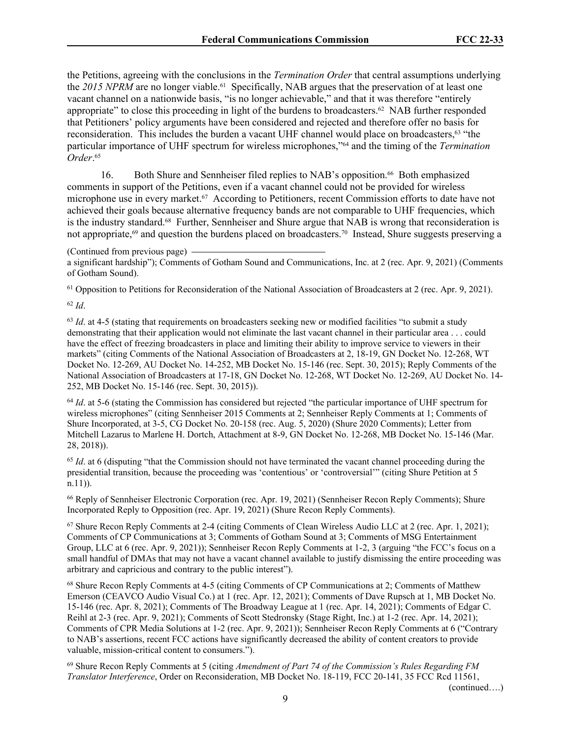the Petitions, agreeing with the conclusions in the *Termination Order* that central assumptions underlying the *2015 NPRM* are no longer viable.[61] Specifically, NAB argues that the preservation of at least one vacant channel on a nationwide basis, "is no longer achievable," and that it was therefore "entirely appropriate" to close this proceeding in light of the burdens to broadcasters.[62] NAB further responded that Petitioners' policy arguments have been considered and rejected and therefore offer no basis for reconsideration. This includes the burden a vacant UHF channel would place on broadcasters,[63] "the particular importance of UHF spectrum for wireless microphones,"[64] and the timing of the *Termination Order*.[65]

16. Both Shure and Sennheiser filed replies to NAB's opposition.[66] Both emphasized comments in support of the Petitions, even if a vacant channel could not be provided for wireless microphone use in every market.[67] According to Petitioners, recent Commission efforts to date have not achieved their goals because alternative frequency bands are not comparable to UHF frequencies, which is the industry standard.[68] Further, Sennheiser and Shure argue that NAB is wrong that reconsideration is not appropriate,[69] and question the burdens placed on broadcasters.[70] Instead, Shure suggests preserving a

(Continued from previous page)

a significant hardship"); Comments of Gotham Sound and Communications, Inc. at 2 (rec. Apr. 9, 2021) (Comments of Gotham Sound).

[61] Opposition to Petitions for Reconsideration of the National Association of Broadcasters at 2 (rec. Apr. 9, 2021).

[62] *Id*.

[63] *Id*. at 4-5 (stating that requirements on broadcasters seeking new or modified facilities "to submit a study demonstrating that their application would not eliminate the last vacant channel in their particular area . . . could have the effect of freezing broadcasters in place and limiting their ability to improve service to viewers in their markets" (citing Comments of the National Association of Broadcasters at 2, 18-19, GN Docket No. 12-268, WT Docket No. 12-269, AU Docket No. 14-252, MB Docket No. 15-146 (rec. Sept. 30, 2015); Reply Comments of the National Association of Broadcasters at 17-18, GN Docket No. 12-268, WT Docket No. 12-269, AU Docket No. 14-252, MB Docket No. 15-146 (rec. Sept. 30, 2015)).

[64] *Id*. at 5-6 (stating the Commission has considered but rejected "the particular importance of UHF spectrum for wireless microphones" (citing Sennheiser 2015 Comments at 2; Sennheiser Reply Comments at 1; Comments of Shure Incorporated, at 3-5, CG Docket No. 20-158 (rec. Aug. 5, 2020) (Shure 2020 Comments); Letter from Mitchell Lazarus to Marlene H. Dortch, Attachment at 8-9, GN Docket No. 12-268, MB Docket No. 15-146 (Mar. 28, 2018)).

[65] *Id*. at 6 (disputing "that the Commission should not have terminated the vacant channel proceeding during the presidential transition, because the proceeding was 'contentious' or 'controversial'" (citing Shure Petition at 5 n.11)).

[66] Reply of Sennheiser Electronic Corporation (rec. Apr. 19, 2021) (Sennheiser Recon Reply Comments); Shure Incorporated Reply to Opposition (rec. Apr. 19, 2021) (Shure Recon Reply Comments).

[67] Shure Recon Reply Comments at 2-4 (citing Comments of Clean Wireless Audio LLC at 2 (rec. Apr. 1, 2021); Comments of CP Communications at 3; Comments of Gotham Sound at 3; Comments of MSG Entertainment Group, LLC at 6 (rec. Apr. 9, 2021)); Sennheiser Recon Reply Comments at 1-2, 3 (arguing "the FCC's focus on a small handful of DMAs that may not have a vacant channel available to justify dismissing the entire proceeding was arbitrary and capricious and contrary to the public interest").

[68] Shure Recon Reply Comments at 4-5 (citing Comments of CP Communications at 2; Comments of Matthew Emerson (CEAVCO Audio Visual Co.) at 1 (rec. Apr. 12, 2021); Comments of Dave Rupsch at 1, MB Docket No. 15-146 (rec. Apr. 8, 2021); Comments of The Broadway League at 1 (rec. Apr. 14, 2021); Comments of Edgar C. Reihl at 2-3 (rec. Apr. 9, 2021); Comments of Scott Stedronsky (Stage Right, Inc.) at 1-2 (rec. Apr. 14, 2021); Comments of CPR Media Solutions at 1-2 (rec. Apr. 9, 2021)); Sennheiser Recon Reply Comments at 6 ("Contrary to NAB's assertions, recent FCC actions have significantly decreased the ability of content creators to provide valuable, mission-critical content to consumers.").

[69] Shure Recon Reply Comments at 5 (citing *Amendment of Part 74 of the Commission's Rules Regarding FM Translator Interference*, Order on Reconsideration, MB Docket No. 18-119, FCC 20-141, 35 FCC Rcd 11561,

(continued….)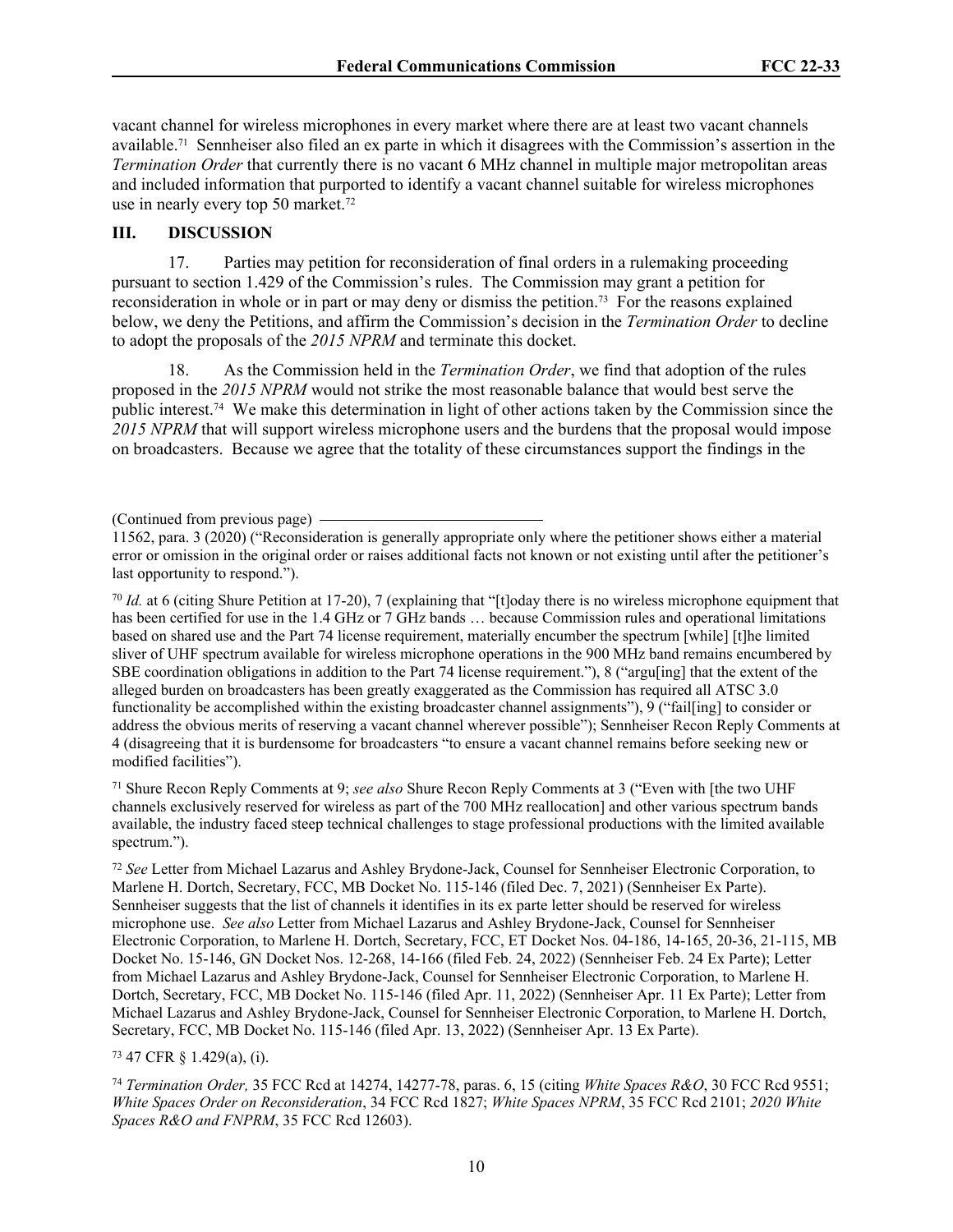vacant channel for wireless microphones in every market where there are at least two vacant channels available.[71] Sennheiser also filed an ex parte in which it disagrees with the Commission's assertion in the *Termination Order* that currently there is no vacant 6 MHz channel in multiple major metropolitan areas and included information that purported to identify a vacant channel suitable for wireless microphones use in nearly every top 50 market.[72]

## III. DISCUSSION

17. Parties may petition for reconsideration of final orders in a rulemaking proceeding pursuant to section 1.429 of the Commission's rules. The Commission may grant a petition for reconsideration in whole or in part or may deny or dismiss the petition.[73] For the reasons explained below, we deny the Petitions, and affirm the Commission's decision in the *Termination Order* to decline to adopt the proposals of the *2015 NPRM* and terminate this docket.

18. As the Commission held in the *Termination Order*, we find that adoption of the rules proposed in the *2015 NPRM* would not strike the most reasonable balance that would best serve the public interest.[74] We make this determination in light of other actions taken by the Commission since the *2015 NPRM* that will support wireless microphone users and the burdens that the proposal would impose on broadcasters. Because we agree that the totality of these circumstances support the findings in the

(Continued from previous page)

11562, para. 3 (2020) ("Reconsideration is generally appropriate only where the petitioner shows either a material error or omission in the original order or raises additional facts not known or not existing until after the petitioner's last opportunity to respond.").

[70] *Id.* at 6 (citing Shure Petition at 17-20), 7 (explaining that "[t]oday there is no wireless microphone equipment that has been certified for use in the 1.4 GHz or 7 GHz bands … because Commission rules and operational limitations based on shared use and the Part 74 license requirement, materially encumber the spectrum [while] [t]he limited sliver of UHF spectrum available for wireless microphone operations in the 900 MHz band remains encumbered by SBE coordination obligations in addition to the Part 74 license requirement."), 8 ("argu[ing] that the extent of the alleged burden on broadcasters has been greatly exaggerated as the Commission has required all ATSC 3.0 functionality be accomplished within the existing broadcaster channel assignments"), 9 ("fail[ing] to consider or address the obvious merits of reserving a vacant channel wherever possible"); Sennheiser Recon Reply Comments at 4 (disagreeing that it is burdensome for broadcasters "to ensure a vacant channel remains before seeking new or modified facilities").

[71] Shure Recon Reply Comments at 9; *see also* Shure Recon Reply Comments at 3 ("Even with [the two UHF channels exclusively reserved for wireless as part of the 700 MHz reallocation] and other various spectrum bands available, the industry faced steep technical challenges to stage professional productions with the limited available spectrum.").

[72] *See* Letter from Michael Lazarus and Ashley Brydone-Jack, Counsel for Sennheiser Electronic Corporation, to Marlene H. Dortch, Secretary, FCC, MB Docket No. 115-146 (filed Dec. 7, 2021) (Sennheiser Ex Parte). Sennheiser suggests that the list of channels it identifies in its ex parte letter should be reserved for wireless microphone use. *See also* Letter from Michael Lazarus and Ashley Brydone-Jack, Counsel for Sennheiser Electronic Corporation, to Marlene H. Dortch, Secretary, FCC, ET Docket Nos. 04-186, 14-165, 20-36, 21-115, MB Docket No. 15-146, GN Docket Nos. 12-268, 14-166 (filed Feb. 24, 2022) (Sennheiser Feb. 24 Ex Parte); Letter from Michael Lazarus and Ashley Brydone-Jack, Counsel for Sennheiser Electronic Corporation, to Marlene H. Dortch, Secretary, FCC, MB Docket No. 115-146 (filed Apr. 11, 2022) (Sennheiser Apr. 11 Ex Parte); Letter from Michael Lazarus and Ashley Brydone-Jack, Counsel for Sennheiser Electronic Corporation, to Marlene H. Dortch, Secretary, FCC, MB Docket No. 115-146 (filed Apr. 13, 2022) (Sennheiser Apr. 13 Ex Parte).

[73] 47 CFR § 1.429(a), (i).

[74] *Termination Order,* 35 FCC Rcd at 14274, 14277-78, paras. 6, 15 (citing *White Spaces R&O*, 30 FCC Rcd 9551; *White Spaces Order on Reconsideration*, 34 FCC Rcd 1827; *White Spaces NPRM*, 35 FCC Rcd 2101; *2020 White Spaces R&O and FNPRM*, 35 FCC Rcd 12603).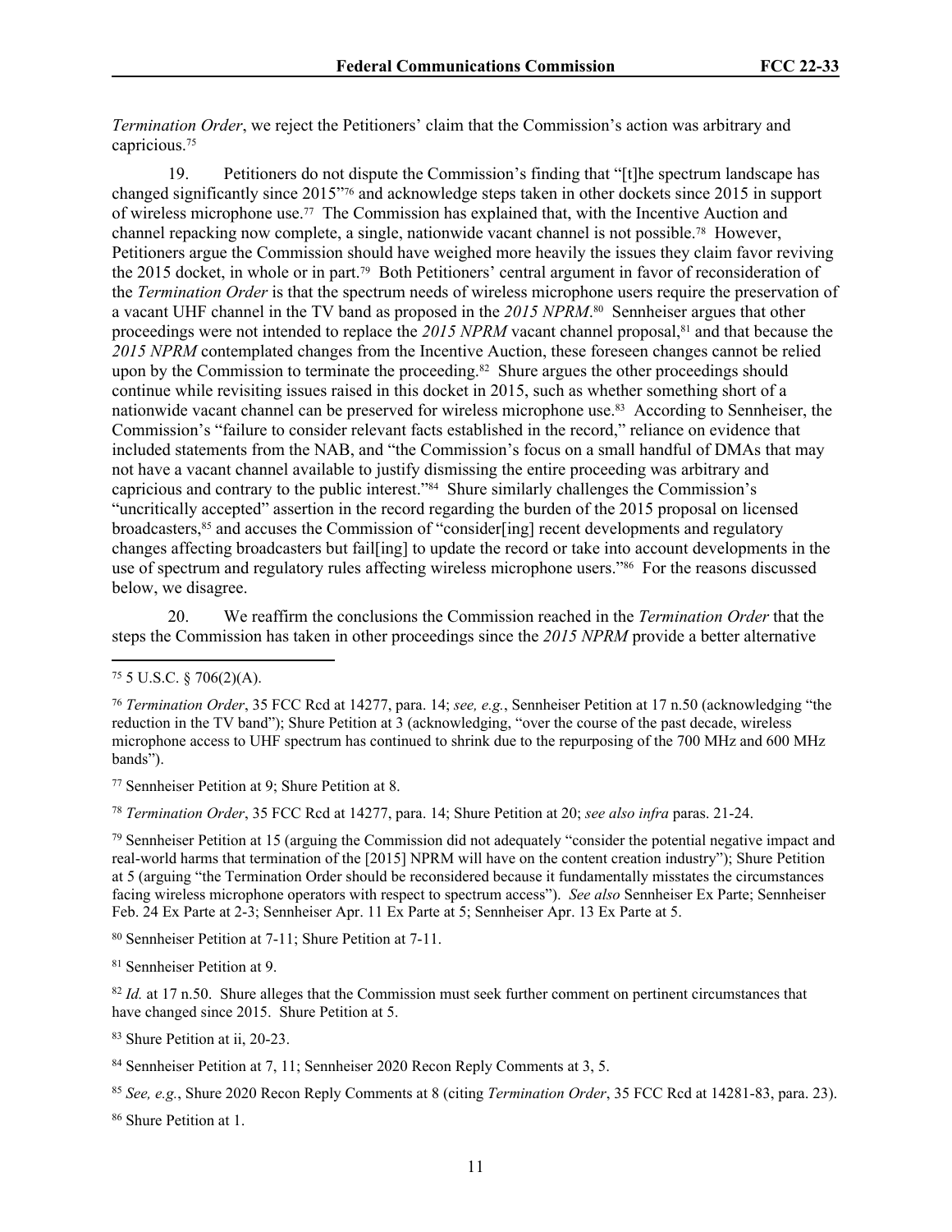*Termination Order*, we reject the Petitioners' claim that the Commission's action was arbitrary and capricious.[75]

19. Petitioners do not dispute the Commission's finding that "[t]he spectrum landscape has changed significantly since 2015"[76] and acknowledge steps taken in other dockets since 2015 in support of wireless microphone use.[77] The Commission has explained that, with the Incentive Auction and channel repacking now complete, a single, nationwide vacant channel is not possible.[78] However, Petitioners argue the Commission should have weighed more heavily the issues they claim favor reviving the 2015 docket, in whole or in part.[79] Both Petitioners' central argument in favor of reconsideration of the *Termination Order* is that the spectrum needs of wireless microphone users require the preservation of a vacant UHF channel in the TV band as proposed in the *2015 NPRM*.[80] Sennheiser argues that other proceedings were not intended to replace the *2015 NPRM* vacant channel proposal,[81] and that because the *2015 NPRM* contemplated changes from the Incentive Auction, these foreseen changes cannot be relied upon by the Commission to terminate the proceeding.[82] Shure argues the other proceedings should continue while revisiting issues raised in this docket in 2015, such as whether something short of a nationwide vacant channel can be preserved for wireless microphone use.[83] According to Sennheiser, the Commission's "failure to consider relevant facts established in the record," reliance on evidence that included statements from the NAB, and "the Commission's focus on a small handful of DMAs that may not have a vacant channel available to justify dismissing the entire proceeding was arbitrary and capricious and contrary to the public interest."[84] Shure similarly challenges the Commission's "uncritically accepted" assertion in the record regarding the burden of the 2015 proposal on licensed broadcasters,[85] and accuses the Commission of "consider[ing] recent developments and regulatory changes affecting broadcasters but fail[ing] to update the record or take into account developments in the use of spectrum and regulatory rules affecting wireless microphone users."[86] For the reasons discussed below, we disagree.

20. We reaffirm the conclusions the Commission reached in the *Termination Order* that the steps the Commission has taken in other proceedings since the *2015 NPRM* provide a better alternative

---

[75] 5 U.S.C. § 706(2)(A).

[76] *Termination Order*, 35 FCC Rcd at 14277, para. 14; *see, e.g.*, Sennheiser Petition at 17 n.50 (acknowledging "the reduction in the TV band"); Shure Petition at 3 (acknowledging, "over the course of the past decade, wireless microphone access to UHF spectrum has continued to shrink due to the repurposing of the 700 MHz and 600 MHz bands").

[77] Sennheiser Petition at 9; Shure Petition at 8.

[78] *Termination Order*, 35 FCC Rcd at 14277, para. 14; Shure Petition at 20; *see also infra* paras. 21-24.

[79] Sennheiser Petition at 15 (arguing the Commission did not adequately "consider the potential negative impact and real-world harms that termination of the [2015] NPRM will have on the content creation industry"); Shure Petition at 5 (arguing "the Termination Order should be reconsidered because it fundamentally misstates the circumstances facing wireless microphone operators with respect to spectrum access"). *See also* Sennheiser Ex Parte; Sennheiser Feb. 24 Ex Parte at 2-3; Sennheiser Apr. 11 Ex Parte at 5; Sennheiser Apr. 13 Ex Parte at 5.

[80] Sennheiser Petition at 7-11; Shure Petition at 7-11.

[81] Sennheiser Petition at 9.

[82] *Id.* at 17 n.50. Shure alleges that the Commission must seek further comment on pertinent circumstances that have changed since 2015. Shure Petition at 5.

[83] Shure Petition at ii, 20-23.

[84] Sennheiser Petition at 7, 11; Sennheiser 2020 Recon Reply Comments at 3, 5.

[85] *See, e.g.*, Shure 2020 Recon Reply Comments at 8 (citing *Termination Order*, 35 FCC Rcd at 14281-83, para. 23).

[86] Shure Petition at 1.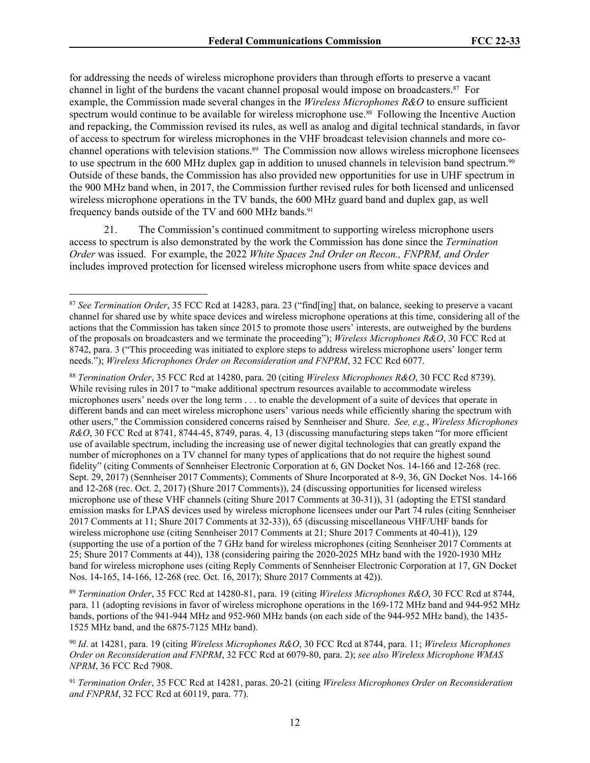for addressing the needs of wireless microphone providers than through efforts to preserve a vacant channel in light of the burdens the vacant channel proposal would impose on broadcasters.[87] For example, the Commission made several changes in the *Wireless Microphones R&O* to ensure sufficient spectrum would continue to be available for wireless microphone use.[88] Following the Incentive Auction and repacking, the Commission revised its rules, as well as analog and digital technical standards, in favor of access to spectrum for wireless microphones in the VHF broadcast television channels and more co-channel operations with television stations.[89] The Commission now allows wireless microphone licensees to use spectrum in the 600 MHz duplex gap in addition to unused channels in television band spectrum.[90] Outside of these bands, the Commission has also provided new opportunities for use in UHF spectrum in the 900 MHz band when, in 2017, the Commission further revised rules for both licensed and unlicensed wireless microphone operations in the TV bands, the 600 MHz guard band and duplex gap, as well frequency bands outside of the TV and 600 MHz bands.[91]

21. The Commission's continued commitment to supporting wireless microphone users access to spectrum is also demonstrated by the work the Commission has done since the *Termination Order* was issued. For example, the 2022 *White Spaces 2nd Order on Recon., FNPRM, and Order* includes improved protection for licensed wireless microphone users from white space devices and

---

[87] *See Termination Order*, 35 FCC Rcd at 14283, para. 23 ("find[ing] that, on balance, seeking to preserve a vacant channel for shared use by white space devices and wireless microphone operations at this time, considering all of the actions that the Commission has taken since 2015 to promote those users' interests, are outweighed by the burdens of the proposals on broadcasters and we terminate the proceeding"); *Wireless Microphones R&O*, 30 FCC Rcd at 8742, para. 3 ("This proceeding was initiated to explore steps to address wireless microphone users' longer term needs."); *Wireless Microphones Order on Reconsideration and FNPRM*, 32 FCC Rcd 6077.

[88] *Termination Order*, 35 FCC Rcd at 14280, para. 20 (citing *Wireless Microphones R&O*, 30 FCC Rcd 8739). While revising rules in 2017 to "make additional spectrum resources available to accommodate wireless microphones users' needs over the long term . . . to enable the development of a suite of devices that operate in different bands and can meet wireless microphone users' various needs while efficiently sharing the spectrum with other users," the Commission considered concerns raised by Sennheiser and Shure. *See, e.g.*, *Wireless Microphones R&O*, 30 FCC Rcd at 8741, 8744-45, 8749, paras. 4, 13 (discussing manufacturing steps taken "for more efficient use of available spectrum, including the increasing use of newer digital technologies that can greatly expand the number of microphones on a TV channel for many types of applications that do not require the highest sound fidelity" (citing Comments of Sennheiser Electronic Corporation at 6, GN Docket Nos. 14-166 and 12-268 (rec. Sept. 29, 2017) (Sennheiser 2017 Comments); Comments of Shure Incorporated at 8-9, 36, GN Docket Nos. 14-166 and 12-268 (rec. Oct. 2, 2017) (Shure 2017 Comments)), 24 (discussing opportunities for licensed wireless microphone use of these VHF channels (citing Shure 2017 Comments at 30-31)), 31 (adopting the ETSI standard emission masks for LPAS devices used by wireless microphone licensees under our Part 74 rules (citing Sennheiser 2017 Comments at 11; Shure 2017 Comments at 32-33)), 65 (discussing miscellaneous VHF/UHF bands for wireless microphone use (citing Sennheiser 2017 Comments at 21; Shure 2017 Comments at 40-41)), 129 (supporting the use of a portion of the 7 GHz band for wireless microphones (citing Sennheiser 2017 Comments at 25; Shure 2017 Comments at 44)), 138 (considering pairing the 2020-2025 MHz band with the 1920-1930 MHz band for wireless microphone uses (citing Reply Comments of Sennheiser Electronic Corporation at 17, GN Docket Nos. 14-165, 14-166, 12-268 (rec. Oct. 16, 2017); Shure 2017 Comments at 42)).

[89] *Termination Order*, 35 FCC Rcd at 14280-81, para. 19 (citing *Wireless Microphones R&O*, 30 FCC Rcd at 8744, para. 11 (adopting revisions in favor of wireless microphone operations in the 169-172 MHz band and 944-952 MHz bands, portions of the 941-944 MHz and 952-960 MHz bands (on each side of the 944-952 MHz band), the 1435-1525 MHz band, and the 6875-7125 MHz band).

[90] *Id*. at 14281, para. 19 (citing *Wireless Microphones R&O*, 30 FCC Rcd at 8744, para. 11; *Wireless Microphones Order on Reconsideration and FNPRM*, 32 FCC Rcd at 6079-80, para. 2); *see also Wireless Microphone WMAS NPRM*, 36 FCC Rcd 7908.

[91] *Termination Order*, 35 FCC Rcd at 14281, paras. 20-21 (citing *Wireless Microphones Order on Reconsideration and FNPRM*, 32 FCC Rcd at 60119, para. 77).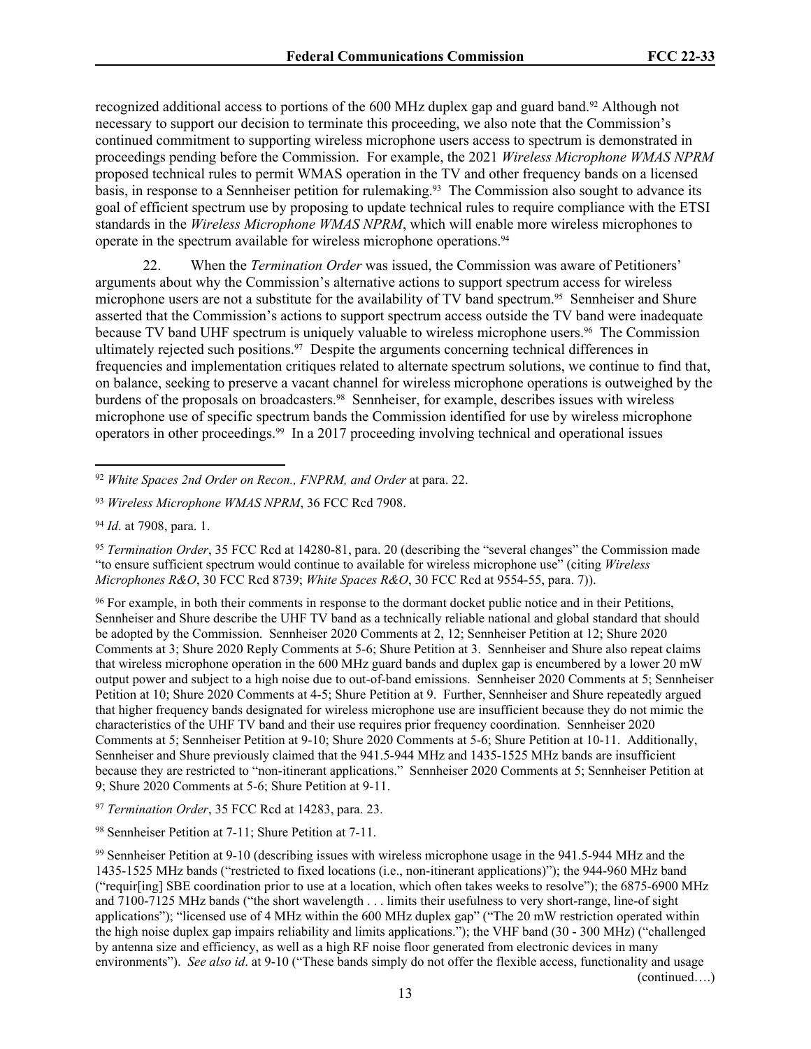recognized additional access to portions of the 600 MHz duplex gap and guard band.[92] Although not necessary to support our decision to terminate this proceeding, we also note that the Commission's continued commitment to supporting wireless microphone users access to spectrum is demonstrated in proceedings pending before the Commission. For example, the 2021 *Wireless Microphone WMAS NPRM* proposed technical rules to permit WMAS operation in the TV and other frequency bands on a licensed basis, in response to a Sennheiser petition for rulemaking.[93] The Commission also sought to advance its goal of efficient spectrum use by proposing to update technical rules to require compliance with the ETSI standards in the *Wireless Microphone WMAS NPRM*, which will enable more wireless microphones to operate in the spectrum available for wireless microphone operations.[94]

22. When the *Termination Order* was issued, the Commission was aware of Petitioners' arguments about why the Commission's alternative actions to support spectrum access for wireless microphone users are not a substitute for the availability of TV band spectrum.[95] Sennheiser and Shure asserted that the Commission's actions to support spectrum access outside the TV band were inadequate because TV band UHF spectrum is uniquely valuable to wireless microphone users.[96] The Commission ultimately rejected such positions.[97] Despite the arguments concerning technical differences in frequencies and implementation critiques related to alternate spectrum solutions, we continue to find that, on balance, seeking to preserve a vacant channel for wireless microphone operations is outweighed by the burdens of the proposals on broadcasters.[98] Sennheiser, for example, describes issues with wireless microphone use of specific spectrum bands the Commission identified for use by wireless microphone operators in other proceedings.[99] In a 2017 proceeding involving technical and operational issues

---

[92] *White Spaces 2nd Order on Recon., FNPRM, and Order* at para. 22.

[93] *Wireless Microphone WMAS NPRM*, 36 FCC Rcd 7908.

[94] *Id*. at 7908, para. 1.

[95] *Termination Order*, 35 FCC Rcd at 14280-81, para. 20 (describing the "several changes" the Commission made "to ensure sufficient spectrum would continue to available for wireless microphone use" (citing *Wireless Microphones R&O*, 30 FCC Rcd 8739; *White Spaces R&O*, 30 FCC Rcd at 9554-55, para. 7)).

[96] For example, in both their comments in response to the dormant docket public notice and in their Petitions, Sennheiser and Shure describe the UHF TV band as a technically reliable national and global standard that should be adopted by the Commission. Sennheiser 2020 Comments at 2, 12; Sennheiser Petition at 12; Shure 2020 Comments at 3; Shure 2020 Reply Comments at 5-6; Shure Petition at 3. Sennheiser and Shure also repeat claims that wireless microphone operation in the 600 MHz guard bands and duplex gap is encumbered by a lower 20 mW output power and subject to a high noise due to out-of-band emissions. Sennheiser 2020 Comments at 5; Sennheiser Petition at 10; Shure 2020 Comments at 4-5; Shure Petition at 9. Further, Sennheiser and Shure repeatedly argued that higher frequency bands designated for wireless microphone use are insufficient because they do not mimic the characteristics of the UHF TV band and their use requires prior frequency coordination. Sennheiser 2020 Comments at 5; Sennheiser Petition at 9-10; Shure 2020 Comments at 5-6; Shure Petition at 10-11. Additionally, Sennheiser and Shure previously claimed that the 941.5-944 MHz and 1435-1525 MHz bands are insufficient because they are restricted to "non-itinerant applications." Sennheiser 2020 Comments at 5; Sennheiser Petition at 9; Shure 2020 Comments at 5-6; Shure Petition at 9-11.

[97] *Termination Order*, 35 FCC Rcd at 14283, para. 23.

[98] Sennheiser Petition at 7-11; Shure Petition at 7-11.

[99] Sennheiser Petition at 9-10 (describing issues with wireless microphone usage in the 941.5-944 MHz and the 1435-1525 MHz bands ("restricted to fixed locations (i.e., non-itinerant applications)"); the 944-960 MHz band ("requir[ing] SBE coordination prior to use at a location, which often takes weeks to resolve"); the 6875-6900 MHz and 7100-7125 MHz bands ("the short wavelength . . . limits their usefulness to very short-range, line-of sight applications"); "licensed use of 4 MHz within the 600 MHz duplex gap" ("The 20 mW restriction operated within the high noise duplex gap impairs reliability and limits applications."); the VHF band (30 - 300 MHz) ("challenged by antenna size and efficiency, as well as a high RF noise floor generated from electronic devices in many environments"). *See also id*. at 9-10 ("These bands simply do not offer the flexible access, functionality and usage

(continued….)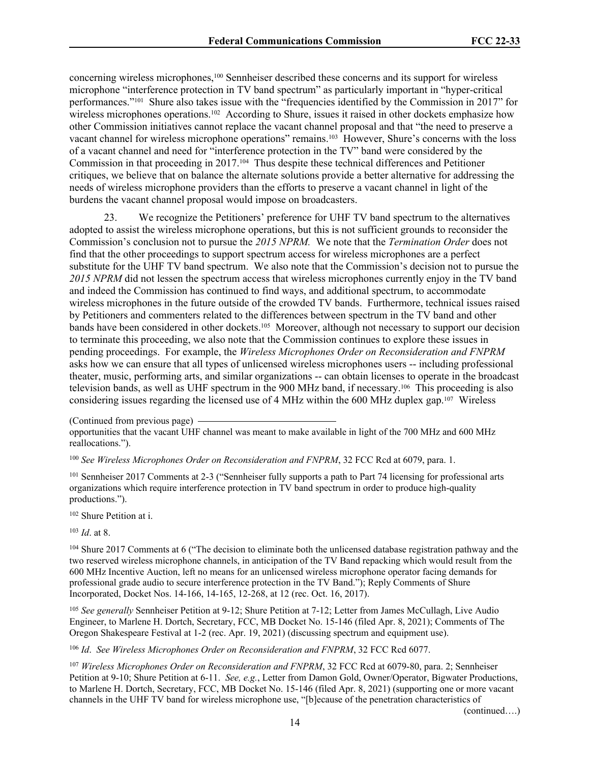concerning wireless microphones,[100] Sennheiser described these concerns and its support for wireless microphone "interference protection in TV band spectrum" as particularly important in "hyper-critical performances."[101] Shure also takes issue with the "frequencies identified by the Commission in 2017" for wireless microphones operations.[102] According to Shure, issues it raised in other dockets emphasize how other Commission initiatives cannot replace the vacant channel proposal and that "the need to preserve a vacant channel for wireless microphone operations" remains.[103] However, Shure's concerns with the loss of a vacant channel and need for "interference protection in the TV" band were considered by the Commission in that proceeding in 2017.[104] Thus despite these technical differences and Petitioner critiques, we believe that on balance the alternate solutions provide a better alternative for addressing the needs of wireless microphone providers than the efforts to preserve a vacant channel in light of the burdens the vacant channel proposal would impose on broadcasters.

23. We recognize the Petitioners' preference for UHF TV band spectrum to the alternatives adopted to assist the wireless microphone operations, but this is not sufficient grounds to reconsider the Commission's conclusion not to pursue the *2015 NPRM.* We note that the *Termination Order* does not find that the other proceedings to support spectrum access for wireless microphones are a perfect substitute for the UHF TV band spectrum. We also note that the Commission's decision not to pursue the *2015 NPRM* did not lessen the spectrum access that wireless microphones currently enjoy in the TV band and indeed the Commission has continued to find ways, and additional spectrum, to accommodate wireless microphones in the future outside of the crowded TV bands. Furthermore, technical issues raised by Petitioners and commenters related to the differences between spectrum in the TV band and other bands have been considered in other dockets.[105] Moreover, although not necessary to support our decision to terminate this proceeding, we also note that the Commission continues to explore these issues in pending proceedings. For example, the *Wireless Microphones Order on Reconsideration and FNPRM* asks how we can ensure that all types of unlicensed wireless microphones users -- including professional theater, music, performing arts, and similar organizations -- can obtain licenses to operate in the broadcast television bands, as well as UHF spectrum in the 900 MHz band, if necessary.[106] This proceeding is also considering issues regarding the licensed use of 4 MHz within the 600 MHz duplex gap.[107] Wireless

(Continued from previous page)
opportunities that the vacant UHF channel was meant to make available in light of the 700 MHz and 600 MHz reallocations.").

[100] *See Wireless Microphones Order on Reconsideration and FNPRM*, 32 FCC Rcd at 6079, para. 1.

[101] Sennheiser 2017 Comments at 2-3 ("Sennheiser fully supports a path to Part 74 licensing for professional arts organizations which require interference protection in TV band spectrum in order to produce high-quality productions.").

[102] Shure Petition at i.

[103] *Id*. at 8.

[104] Shure 2017 Comments at 6 ("The decision to eliminate both the unlicensed database registration pathway and the two reserved wireless microphone channels, in anticipation of the TV Band repacking which would result from the 600 MHz Incentive Auction, left no means for an unlicensed wireless microphone operator facing demands for professional grade audio to secure interference protection in the TV Band."); Reply Comments of Shure Incorporated, Docket Nos. 14-166, 14-165, 12-268, at 12 (rec. Oct. 16, 2017).

[105] *See generally* Sennheiser Petition at 9-12; Shure Petition at 7-12; Letter from James McCullagh, Live Audio Engineer, to Marlene H. Dortch, Secretary, FCC, MB Docket No. 15-146 (filed Apr. 8, 2021); Comments of The Oregon Shakespeare Festival at 1-2 (rec. Apr. 19, 2021) (discussing spectrum and equipment use).

[106] *Id*. *See Wireless Microphones Order on Reconsideration and FNPRM*, 32 FCC Rcd 6077.

[107] *Wireless Microphones Order on Reconsideration and FNPRM*, 32 FCC Rcd at 6079-80, para. 2; Sennheiser Petition at 9-10; Shure Petition at 6-11. *See, e.g.*, Letter from Damon Gold, Owner/Operator, Bigwater Productions, to Marlene H. Dortch, Secretary, FCC, MB Docket No. 15-146 (filed Apr. 8, 2021) (supporting one or more vacant channels in the UHF TV band for wireless microphone use, "[b]ecause of the penetration characteristics of

(continued….)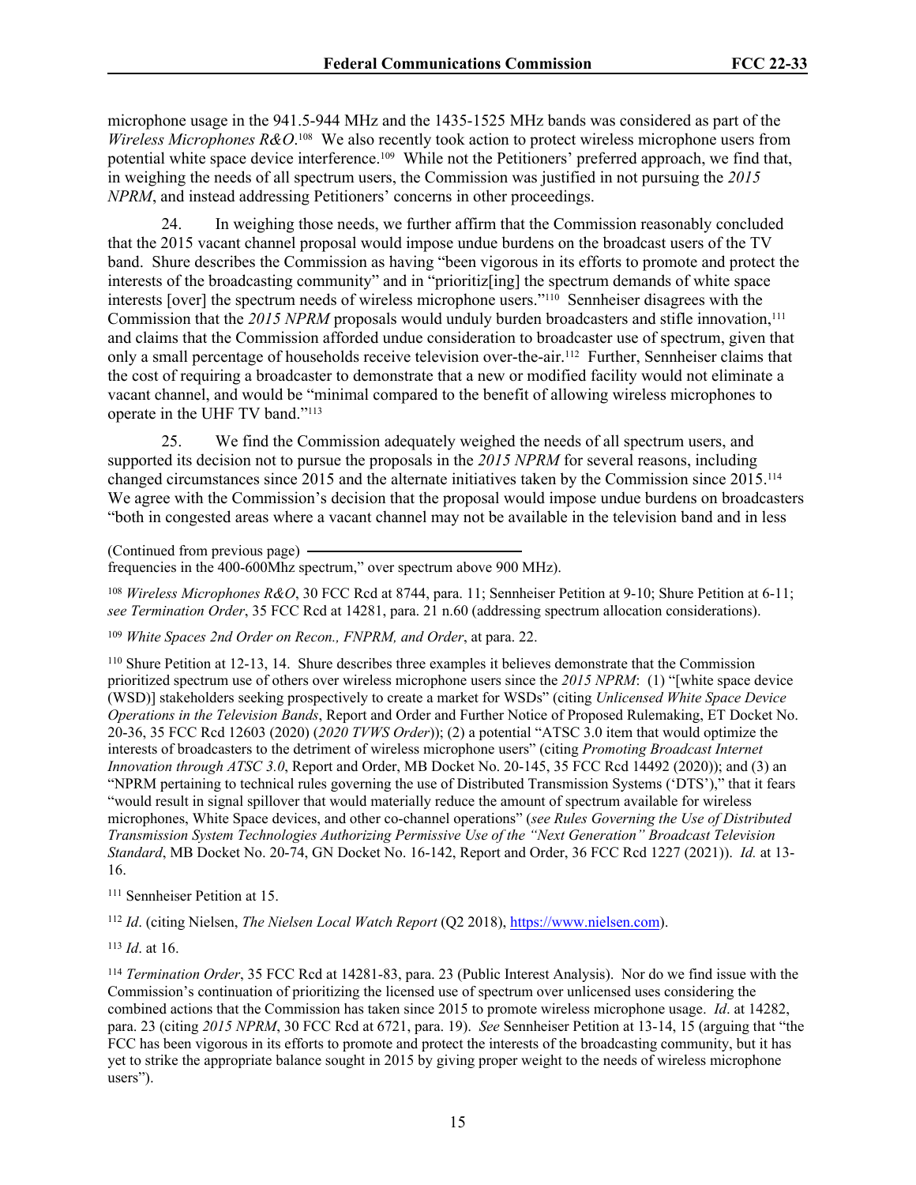microphone usage in the 941.5-944 MHz and the 1435-1525 MHz bands was considered as part of the *Wireless Microphones R&O*.[108] We also recently took action to protect wireless microphone users from potential white space device interference.[109] While not the Petitioners' preferred approach, we find that, in weighing the needs of all spectrum users, the Commission was justified in not pursuing the *2015 NPRM*, and instead addressing Petitioners' concerns in other proceedings.

24. In weighing those needs, we further affirm that the Commission reasonably concluded that the 2015 vacant channel proposal would impose undue burdens on the broadcast users of the TV band. Shure describes the Commission as having "been vigorous in its efforts to promote and protect the interests of the broadcasting community" and in "prioritiz[ing] the spectrum demands of white space interests [over] the spectrum needs of wireless microphone users."[110] Sennheiser disagrees with the Commission that the *2015 NPRM* proposals would unduly burden broadcasters and stifle innovation,[111] and claims that the Commission afforded undue consideration to broadcaster use of spectrum, given that only a small percentage of households receive television over-the-air.[112] Further, Sennheiser claims that the cost of requiring a broadcaster to demonstrate that a new or modified facility would not eliminate a vacant channel, and would be "minimal compared to the benefit of allowing wireless microphones to operate in the UHF TV band."[113]

25. We find the Commission adequately weighed the needs of all spectrum users, and supported its decision not to pursue the proposals in the *2015 NPRM* for several reasons, including changed circumstances since 2015 and the alternate initiatives taken by the Commission since 2015.[114] We agree with the Commission's decision that the proposal would impose undue burdens on broadcasters "both in congested areas where a vacant channel may not be available in the television band and in less

(Continued from previous page)
frequencies in the 400-600Mhz spectrum," over spectrum above 900 MHz).

[108] *Wireless Microphones R&O*, 30 FCC Rcd at 8744, para. 11; Sennheiser Petition at 9-10; Shure Petition at 6-11; *see Termination Order*, 35 FCC Rcd at 14281, para. 21 n.60 (addressing spectrum allocation considerations).

[109] *White Spaces 2nd Order on Recon., FNPRM, and Order*, at para. 22.

[110] Shure Petition at 12-13, 14. Shure describes three examples it believes demonstrate that the Commission prioritized spectrum use of others over wireless microphone users since the *2015 NPRM*: (1) "[white space device (WSD)] stakeholders seeking prospectively to create a market for WSDs" (citing *Unlicensed White Space Device Operations in the Television Bands*, Report and Order and Further Notice of Proposed Rulemaking, ET Docket No. 20-36, 35 FCC Rcd 12603 (2020) (*2020 TVWS Order*)); (2) a potential "ATSC 3.0 item that would optimize the interests of broadcasters to the detriment of wireless microphone users" (citing *Promoting Broadcast Internet Innovation through ATSC 3.0*, Report and Order, MB Docket No. 20-145, 35 FCC Rcd 14492 (2020)); and (3) an "NPRM pertaining to technical rules governing the use of Distributed Transmission Systems ('DTS')," that it fears "would result in signal spillover that would materially reduce the amount of spectrum available for wireless microphones, White Space devices, and other co-channel operations" (*see Rules Governing the Use of Distributed Transmission System Technologies Authorizing Permissive Use of the "Next Generation" Broadcast Television Standard*, MB Docket No. 20-74, GN Docket No. 16-142, Report and Order, 36 FCC Rcd 1227 (2021)). *Id.* at 13-16.

[111] Sennheiser Petition at 15.

[112] *Id*. (citing Nielsen, *The Nielsen Local Watch Report* (Q2 2018), https://www.nielsen.com).

[113] *Id*. at 16.

[114] *Termination Order*, 35 FCC Rcd at 14281-83, para. 23 (Public Interest Analysis). Nor do we find issue with the Commission's continuation of prioritizing the licensed use of spectrum over unlicensed uses considering the combined actions that the Commission has taken since 2015 to promote wireless microphone usage. *Id*. at 14282, para. 23 (citing *2015 NPRM*, 30 FCC Rcd at 6721, para. 19). *See* Sennheiser Petition at 13-14, 15 (arguing that "the FCC has been vigorous in its efforts to promote and protect the interests of the broadcasting community, but it has yet to strike the appropriate balance sought in 2015 by giving proper weight to the needs of wireless microphone users").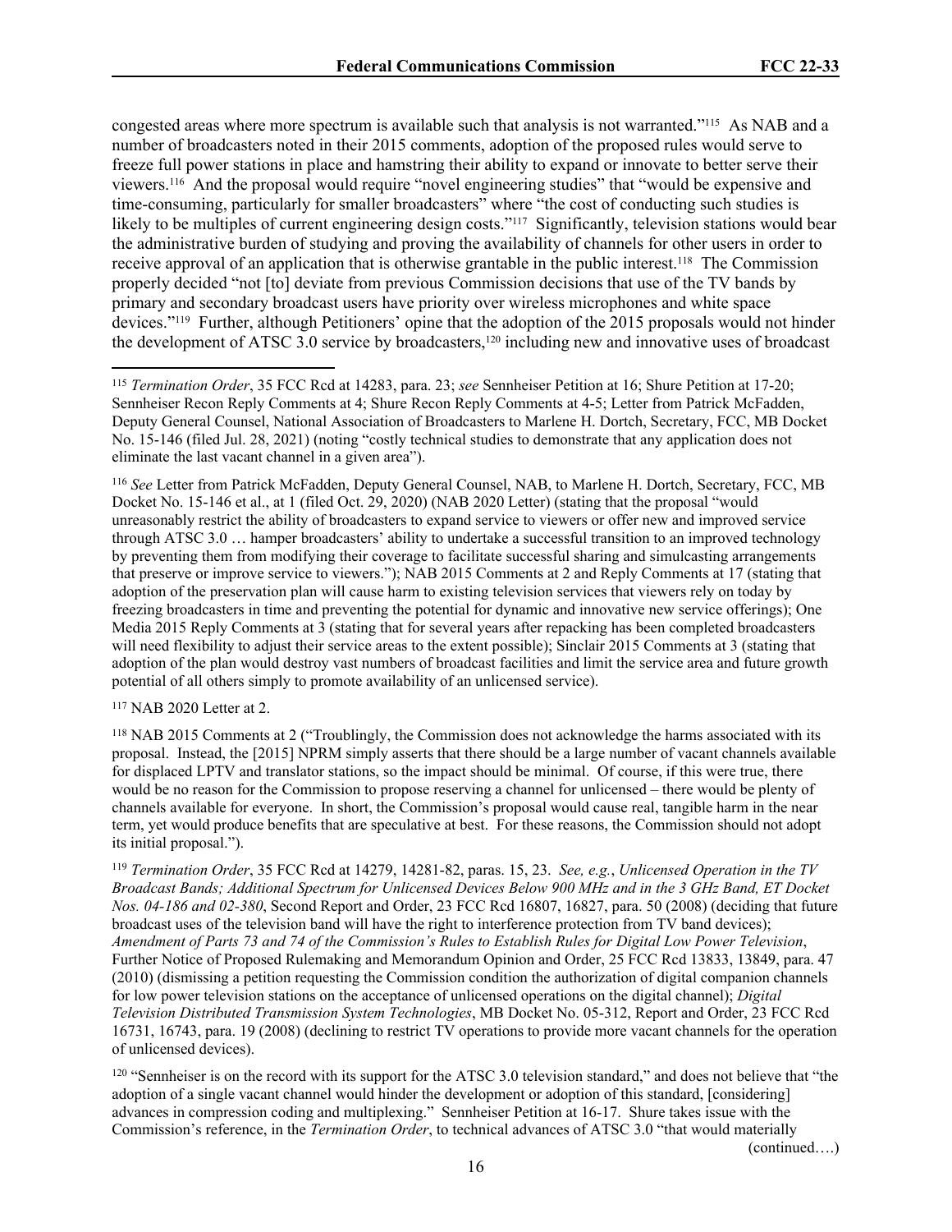congested areas where more spectrum is available such that analysis is not warranted."[115] As NAB and a number of broadcasters noted in their 2015 comments, adoption of the proposed rules would serve to freeze full power stations in place and hamstring their ability to expand or innovate to better serve their viewers.[116] And the proposal would require "novel engineering studies" that "would be expensive and time-consuming, particularly for smaller broadcasters" where "the cost of conducting such studies is likely to be multiples of current engineering design costs."[117] Significantly, television stations would bear the administrative burden of studying and proving the availability of channels for other users in order to receive approval of an application that is otherwise grantable in the public interest.[118] The Commission properly decided "not [to] deviate from previous Commission decisions that use of the TV bands by primary and secondary broadcast users have priority over wireless microphones and white space devices."[119] Further, although Petitioners' opine that the adoption of the 2015 proposals would not hinder the development of ATSC 3.0 service by broadcasters,[120] including new and innovative uses of broadcast

---

[115] *Termination Order*, 35 FCC Rcd at 14283, para. 23; *see* Sennheiser Petition at 16; Shure Petition at 17-20; Sennheiser Recon Reply Comments at 4; Shure Recon Reply Comments at 4-5; Letter from Patrick McFadden, Deputy General Counsel, National Association of Broadcasters to Marlene H. Dortch, Secretary, FCC, MB Docket No. 15-146 (filed Jul. 28, 2021) (noting "costly technical studies to demonstrate that any application does not eliminate the last vacant channel in a given area").

[116] *See* Letter from Patrick McFadden, Deputy General Counsel, NAB, to Marlene H. Dortch, Secretary, FCC, MB Docket No. 15-146 et al., at 1 (filed Oct. 29, 2020) (NAB 2020 Letter) (stating that the proposal "would unreasonably restrict the ability of broadcasters to expand service to viewers or offer new and improved service through ATSC 3.0 … hamper broadcasters' ability to undertake a successful transition to an improved technology by preventing them from modifying their coverage to facilitate successful sharing and simulcasting arrangements that preserve or improve service to viewers."); NAB 2015 Comments at 2 and Reply Comments at 17 (stating that adoption of the preservation plan will cause harm to existing television services that viewers rely on today by freezing broadcasters in time and preventing the potential for dynamic and innovative new service offerings); One Media 2015 Reply Comments at 3 (stating that for several years after repacking has been completed broadcasters will need flexibility to adjust their service areas to the extent possible); Sinclair 2015 Comments at 3 (stating that adoption of the plan would destroy vast numbers of broadcast facilities and limit the service area and future growth potential of all others simply to promote availability of an unlicensed service).

[117] NAB 2020 Letter at 2.

[118] NAB 2015 Comments at 2 ("Troublingly, the Commission does not acknowledge the harms associated with its proposal. Instead, the [2015] NPRM simply asserts that there should be a large number of vacant channels available for displaced LPTV and translator stations, so the impact should be minimal. Of course, if this were true, there would be no reason for the Commission to propose reserving a channel for unlicensed – there would be plenty of channels available for everyone. In short, the Commission's proposal would cause real, tangible harm in the near term, yet would produce benefits that are speculative at best. For these reasons, the Commission should not adopt its initial proposal.").

[119] *Termination Order*, 35 FCC Rcd at 14279, 14281-82, paras. 15, 23. *See, e.g.*, *Unlicensed Operation in the TV Broadcast Bands; Additional Spectrum for Unlicensed Devices Below 900 MHz and in the 3 GHz Band, ET Docket Nos. 04-186 and 02-380*, Second Report and Order, 23 FCC Rcd 16807, 16827, para. 50 (2008) (deciding that future broadcast uses of the television band will have the right to interference protection from TV band devices); *Amendment of Parts 73 and 74 of the Commission's Rules to Establish Rules for Digital Low Power Television*, Further Notice of Proposed Rulemaking and Memorandum Opinion and Order, 25 FCC Rcd 13833, 13849, para. 47 (2010) (dismissing a petition requesting the Commission condition the authorization of digital companion channels for low power television stations on the acceptance of unlicensed operations on the digital channel); *Digital Television Distributed Transmission System Technologies*, MB Docket No. 05-312, Report and Order, 23 FCC Rcd 16731, 16743, para. 19 (2008) (declining to restrict TV operations to provide more vacant channels for the operation of unlicensed devices).

[120] "Sennheiser is on the record with its support for the ATSC 3.0 television standard," and does not believe that "the adoption of a single vacant channel would hinder the development or adoption of this standard, [considering] advances in compression coding and multiplexing." Sennheiser Petition at 16-17. Shure takes issue with the Commission's reference, in the *Termination Order*, to technical advances of ATSC 3.0 "that would materially

(continued….)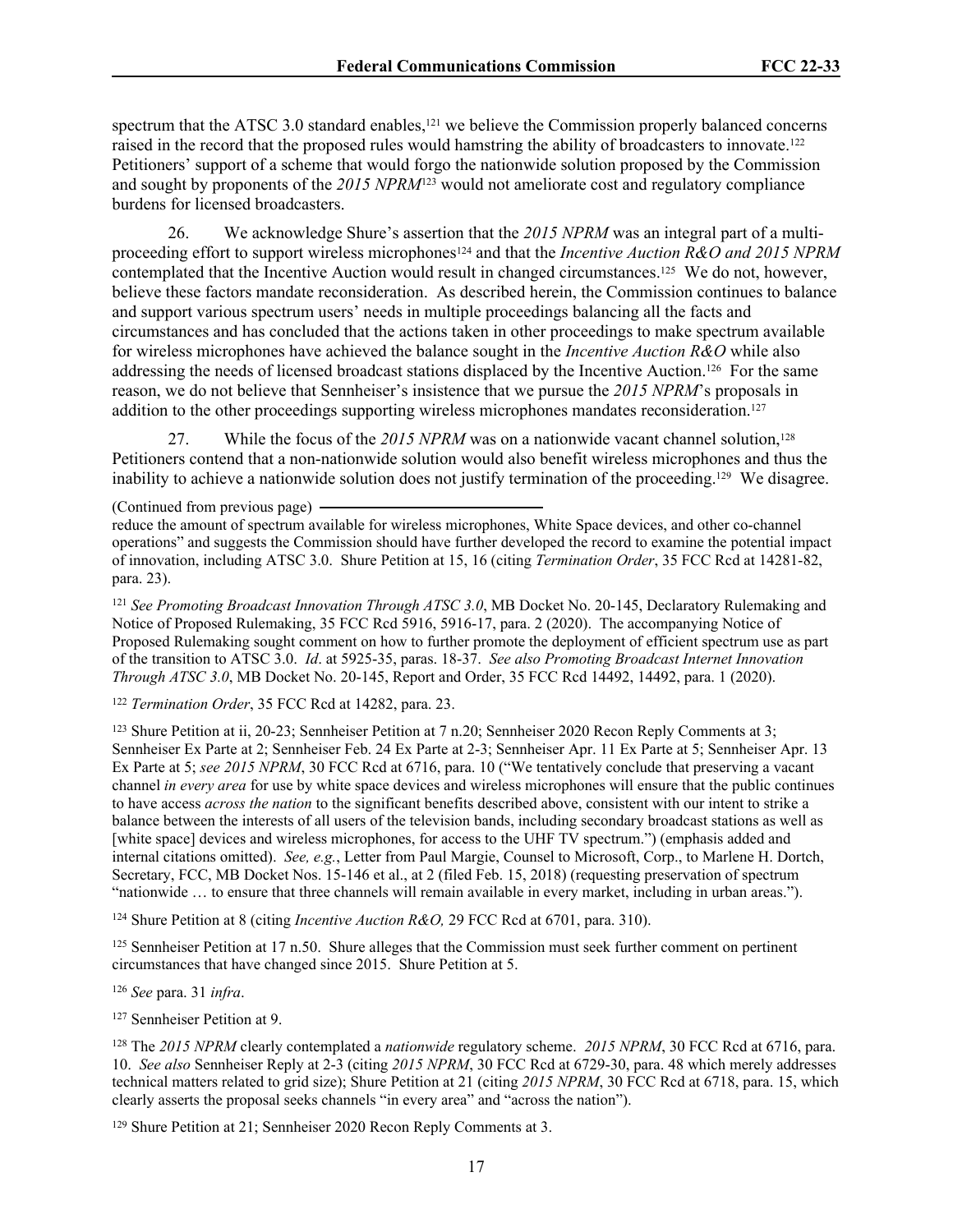spectrum that the ATSC 3.0 standard enables,[121] we believe the Commission properly balanced concerns raised in the record that the proposed rules would hamstring the ability of broadcasters to innovate.[122] Petitioners' support of a scheme that would forgo the nationwide solution proposed by the Commission and sought by proponents of the *2015 NPRM*[123] would not ameliorate cost and regulatory compliance burdens for licensed broadcasters.

26. We acknowledge Shure's assertion that the *2015 NPRM* was an integral part of a multi-proceeding effort to support wireless microphones[124] and that the *Incentive Auction R&O and 2015 NPRM* contemplated that the Incentive Auction would result in changed circumstances.[125] We do not, however, believe these factors mandate reconsideration. As described herein, the Commission continues to balance and support various spectrum users' needs in multiple proceedings balancing all the facts and circumstances and has concluded that the actions taken in other proceedings to make spectrum available for wireless microphones have achieved the balance sought in the *Incentive Auction R&O* while also addressing the needs of licensed broadcast stations displaced by the Incentive Auction.[126] For the same reason, we do not believe that Sennheiser's insistence that we pursue the *2015 NPRM*'s proposals in addition to the other proceedings supporting wireless microphones mandates reconsideration.[127]

27. While the focus of the *2015 NPRM* was on a nationwide vacant channel solution,[128] Petitioners contend that a non-nationwide solution would also benefit wireless microphones and thus the inability to achieve a nationwide solution does not justify termination of the proceeding.[129] We disagree.

(Continued from previous page)

reduce the amount of spectrum available for wireless microphones, White Space devices, and other co-channel operations" and suggests the Commission should have further developed the record to examine the potential impact of innovation, including ATSC 3.0. Shure Petition at 15, 16 (citing *Termination Order*, 35 FCC Rcd at 14281-82, para. 23).

[121] *See Promoting Broadcast Innovation Through ATSC 3.0*, MB Docket No. 20-145, Declaratory Rulemaking and Notice of Proposed Rulemaking, 35 FCC Rcd 5916, 5916-17, para. 2 (2020). The accompanying Notice of Proposed Rulemaking sought comment on how to further promote the deployment of efficient spectrum use as part of the transition to ATSC 3.0. *Id*. at 5925-35, paras. 18-37. *See also Promoting Broadcast Internet Innovation Through ATSC 3.0*, MB Docket No. 20-145, Report and Order, 35 FCC Rcd 14492, 14492, para. 1 (2020).

[122] *Termination Order*, 35 FCC Rcd at 14282, para. 23.

[123] Shure Petition at ii, 20-23; Sennheiser Petition at 7 n.20; Sennheiser 2020 Recon Reply Comments at 3; Sennheiser Ex Parte at 2; Sennheiser Feb. 24 Ex Parte at 2-3; Sennheiser Apr. 11 Ex Parte at 5; Sennheiser Apr. 13 Ex Parte at 5; *see 2015 NPRM*, 30 FCC Rcd at 6716, para. 10 ("We tentatively conclude that preserving a vacant channel *in every area* for use by white space devices and wireless microphones will ensure that the public continues to have access *across the nation* to the significant benefits described above, consistent with our intent to strike a balance between the interests of all users of the television bands, including secondary broadcast stations as well as [white space] devices and wireless microphones, for access to the UHF TV spectrum.") (emphasis added and internal citations omitted). *See, e.g.*, Letter from Paul Margie, Counsel to Microsoft, Corp., to Marlene H. Dortch, Secretary, FCC, MB Docket Nos. 15-146 et al., at 2 (filed Feb. 15, 2018) (requesting preservation of spectrum "nationwide … to ensure that three channels will remain available in every market, including in urban areas.").

[124] Shure Petition at 8 (citing *Incentive Auction R&O,* 29 FCC Rcd at 6701, para. 310).

[125] Sennheiser Petition at 17 n.50. Shure alleges that the Commission must seek further comment on pertinent circumstances that have changed since 2015. Shure Petition at 5.

[126] *See* para. 31 *infra*.

[127] Sennheiser Petition at 9.

[128] The *2015 NPRM* clearly contemplated a *nationwide* regulatory scheme. *2015 NPRM*, 30 FCC Rcd at 6716, para. 10. *See also* Sennheiser Reply at 2-3 (citing *2015 NPRM*, 30 FCC Rcd at 6729-30, para. 48 which merely addresses technical matters related to grid size); Shure Petition at 21 (citing *2015 NPRM*, 30 FCC Rcd at 6718, para. 15, which clearly asserts the proposal seeks channels "in every area" and "across the nation").

[129] Shure Petition at 21; Sennheiser 2020 Recon Reply Comments at 3.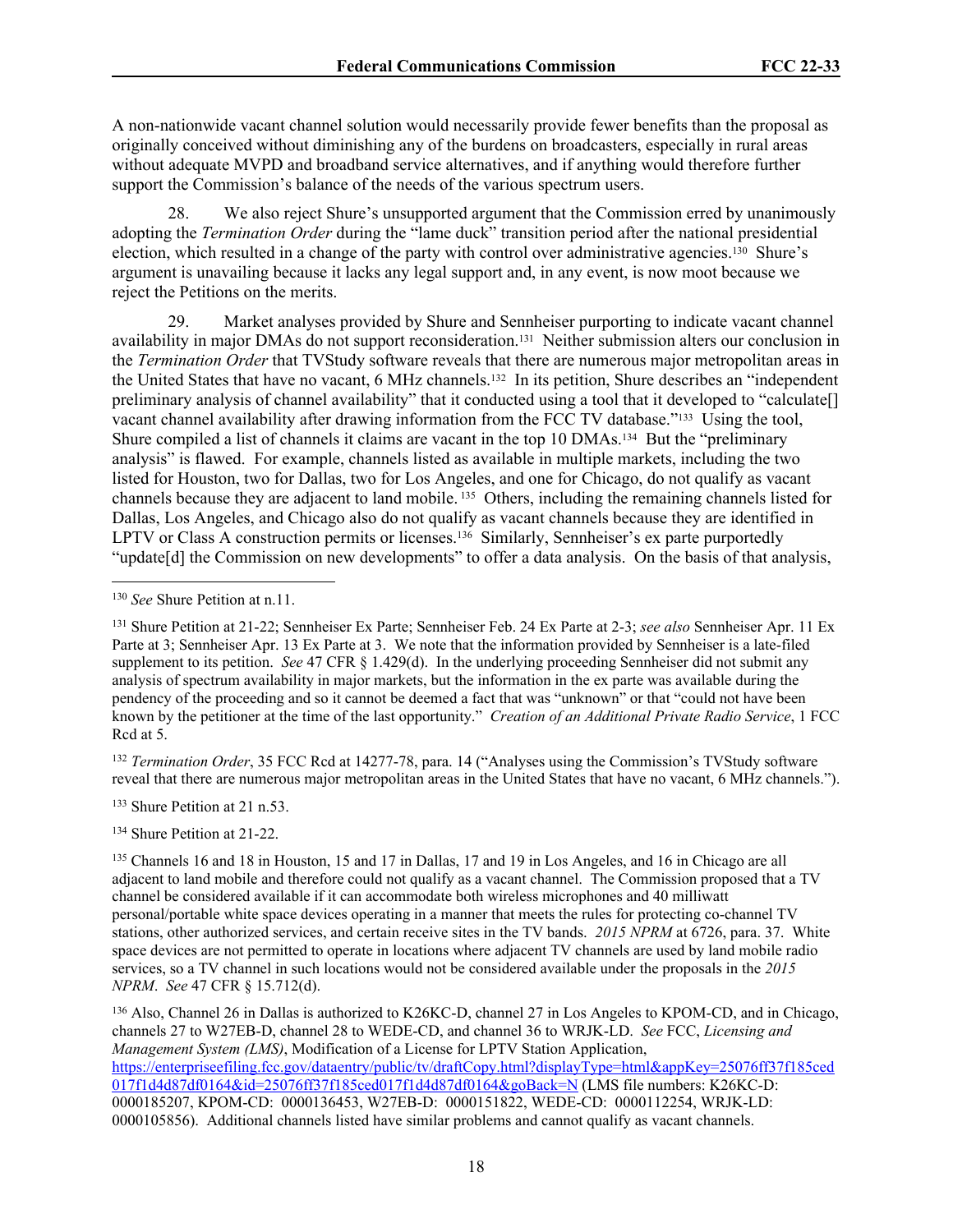A non-nationwide vacant channel solution would necessarily provide fewer benefits than the proposal as originally conceived without diminishing any of the burdens on broadcasters, especially in rural areas without adequate MVPD and broadband service alternatives, and if anything would therefore further support the Commission's balance of the needs of the various spectrum users.

28. We also reject Shure's unsupported argument that the Commission erred by unanimously adopting the *Termination Order* during the "lame duck" transition period after the national presidential election, which resulted in a change of the party with control over administrative agencies.[130] Shure's argument is unavailing because it lacks any legal support and, in any event, is now moot because we reject the Petitions on the merits.

29. Market analyses provided by Shure and Sennheiser purporting to indicate vacant channel availability in major DMAs do not support reconsideration.[131] Neither submission alters our conclusion in the *Termination Order* that TVStudy software reveals that there are numerous major metropolitan areas in the United States that have no vacant, 6 MHz channels.[132] In its petition, Shure describes an "independent preliminary analysis of channel availability" that it conducted using a tool that it developed to "calculate[] vacant channel availability after drawing information from the FCC TV database."[133] Using the tool, Shure compiled a list of channels it claims are vacant in the top 10 DMAs.[134] But the "preliminary analysis" is flawed. For example, channels listed as available in multiple markets, including the two listed for Houston, two for Dallas, two for Los Angeles, and one for Chicago, do not qualify as vacant channels because they are adjacent to land mobile.[135] Others, including the remaining channels listed for Dallas, Los Angeles, and Chicago also do not qualify as vacant channels because they are identified in LPTV or Class A construction permits or licenses.[136] Similarly, Sennheiser's ex parte purportedly "update[d] the Commission on new developments" to offer a data analysis. On the basis of that analysis,

---

[130] *See* Shure Petition at n.11.

[131] Shure Petition at 21-22; Sennheiser Ex Parte; Sennheiser Feb. 24 Ex Parte at 2-3; *see also* Sennheiser Apr. 11 Ex Parte at 3; Sennheiser Apr. 13 Ex Parte at 3. We note that the information provided by Sennheiser is a late-filed supplement to its petition. *See* 47 CFR § 1.429(d). In the underlying proceeding Sennheiser did not submit any analysis of spectrum availability in major markets, but the information in the ex parte was available during the pendency of the proceeding and so it cannot be deemed a fact that was "unknown" or that "could not have been known by the petitioner at the time of the last opportunity." *Creation of an Additional Private Radio Service*, 1 FCC Rcd at 5.

[132] *Termination Order*, 35 FCC Rcd at 14277-78, para. 14 ("Analyses using the Commission's TVStudy software reveal that there are numerous major metropolitan areas in the United States that have no vacant, 6 MHz channels.").

[133] Shure Petition at 21 n.53.

[134] Shure Petition at 21-22.

[135] Channels 16 and 18 in Houston, 15 and 17 in Dallas, 17 and 19 in Los Angeles, and 16 in Chicago are all adjacent to land mobile and therefore could not qualify as a vacant channel. The Commission proposed that a TV channel be considered available if it can accommodate both wireless microphones and 40 milliwatt personal/portable white space devices operating in a manner that meets the rules for protecting co-channel TV stations, other authorized services, and certain receive sites in the TV bands. *2015 NPRM* at 6726, para. 37. White space devices are not permitted to operate in locations where adjacent TV channels are used by land mobile radio services, so a TV channel in such locations would not be considered available under the proposals in the *2015 NPRM*. *See* 47 CFR § 15.712(d).

[136] Also, Channel 26 in Dallas is authorized to K26KC-D, channel 27 in Los Angeles to KPOM-CD, and in Chicago, channels 27 to W27EB-D, channel 28 to WEDE-CD, and channel 36 to WRJK-LD. *See* FCC, *Licensing and Management System (LMS)*, Modification of a License for LPTV Station Application, https://enterpriseefiling.fcc.gov/dataentry/public/tv/draftCopy.html?displayType=html&appKey=25076ff37f185ced017f1d4d87df0164&id=25076ff37f185ced017f1d4d87df0164&goBack=N (LMS file numbers: K26KC-D: 0000185207, KPOM-CD: 0000136453, W27EB-D: 0000151822, WEDE-CD: 0000112254, WRJK-LD: 0000105856). Additional channels listed have similar problems and cannot qualify as vacant channels.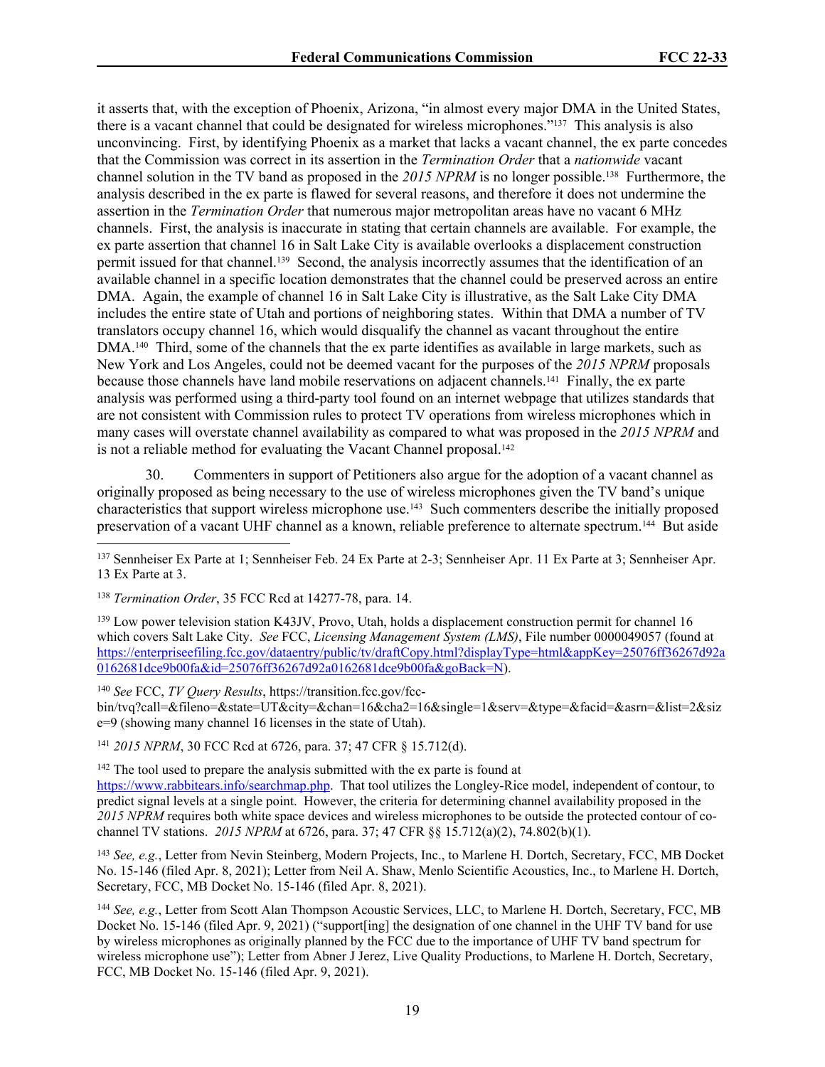it asserts that, with the exception of Phoenix, Arizona, "in almost every major DMA in the United States, there is a vacant channel that could be designated for wireless microphones."[137] This analysis is also unconvincing. First, by identifying Phoenix as a market that lacks a vacant channel, the ex parte concedes that the Commission was correct in its assertion in the *Termination Order* that a *nationwide* vacant channel solution in the TV band as proposed in the *2015 NPRM* is no longer possible.[138] Furthermore, the analysis described in the ex parte is flawed for several reasons, and therefore it does not undermine the assertion in the *Termination Order* that numerous major metropolitan areas have no vacant 6 MHz channels. First, the analysis is inaccurate in stating that certain channels are available. For example, the ex parte assertion that channel 16 in Salt Lake City is available overlooks a displacement construction permit issued for that channel.[139] Second, the analysis incorrectly assumes that the identification of an available channel in a specific location demonstrates that the channel could be preserved across an entire DMA. Again, the example of channel 16 in Salt Lake City is illustrative, as the Salt Lake City DMA includes the entire state of Utah and portions of neighboring states. Within that DMA a number of TV translators occupy channel 16, which would disqualify the channel as vacant throughout the entire DMA.[140] Third, some of the channels that the ex parte identifies as available in large markets, such as New York and Los Angeles, could not be deemed vacant for the purposes of the *2015 NPRM* proposals because those channels have land mobile reservations on adjacent channels.[141] Finally, the ex parte analysis was performed using a third-party tool found on an internet webpage that utilizes standards that are not consistent with Commission rules to protect TV operations from wireless microphones which in many cases will overstate channel availability as compared to what was proposed in the *2015 NPRM* and is not a reliable method for evaluating the Vacant Channel proposal.[142]

30. Commenters in support of Petitioners also argue for the adoption of a vacant channel as originally proposed as being necessary to the use of wireless microphones given the TV band's unique characteristics that support wireless microphone use.[143] Such commenters describe the initially proposed preservation of a vacant UHF channel as a known, reliable preference to alternate spectrum.[144] But aside

---

[137] Sennheiser Ex Parte at 1; Sennheiser Feb. 24 Ex Parte at 2-3; Sennheiser Apr. 11 Ex Parte at 3; Sennheiser Apr. 13 Ex Parte at 3.

[138] *Termination Order*, 35 FCC Rcd at 14277-78, para. 14.

[139] Low power television station K43JV, Provo, Utah, holds a displacement construction permit for channel 16 which covers Salt Lake City. *See* FCC, *Licensing Management System (LMS)*, File number 0000049057 (found at https://enterpriseefiling.fcc.gov/dataentry/public/tv/draftCopy.html?displayType=html&appKey=25076ff36267d92a0162681dce9b00fa&id=25076ff36267d92a0162681dce9b00fa&goBack=N).

[140] *See* FCC, *TV Query Results*, https://transition.fcc.gov/fcc-bin/tvq?call=&fileno=&state=UT&city=&chan=16&cha2=16&single=1&serv=&type=&facid=&asrn=&list=2&size=9 (showing many channel 16 licenses in the state of Utah).

[141] *2015 NPRM*, 30 FCC Rcd at 6726, para. 37; 47 CFR § 15.712(d).

[142] The tool used to prepare the analysis submitted with the ex parte is found at https://www.rabbitears.info/searchmap.php. That tool utilizes the Longley-Rice model, independent of contour, to predict signal levels at a single point. However, the criteria for determining channel availability proposed in the *2015 NPRM* requires both white space devices and wireless microphones to be outside the protected contour of co-channel TV stations. *2015 NPRM* at 6726, para. 37; 47 CFR §§ 15.712(a)(2), 74.802(b)(1).

[143] *See, e.g.*, Letter from Nevin Steinberg, Modern Projects, Inc., to Marlene H. Dortch, Secretary, FCC, MB Docket No. 15-146 (filed Apr. 8, 2021); Letter from Neil A. Shaw, Menlo Scientific Acoustics, Inc., to Marlene H. Dortch, Secretary, FCC, MB Docket No. 15-146 (filed Apr. 8, 2021).

[144] *See, e.g.*, Letter from Scott Alan Thompson Acoustic Services, LLC, to Marlene H. Dortch, Secretary, FCC, MB Docket No. 15-146 (filed Apr. 9, 2021) ("support[ing] the designation of one channel in the UHF TV band for use by wireless microphones as originally planned by the FCC due to the importance of UHF TV band spectrum for wireless microphone use"); Letter from Abner J Jerez, Live Quality Productions, to Marlene H. Dortch, Secretary, FCC, MB Docket No. 15-146 (filed Apr. 9, 2021).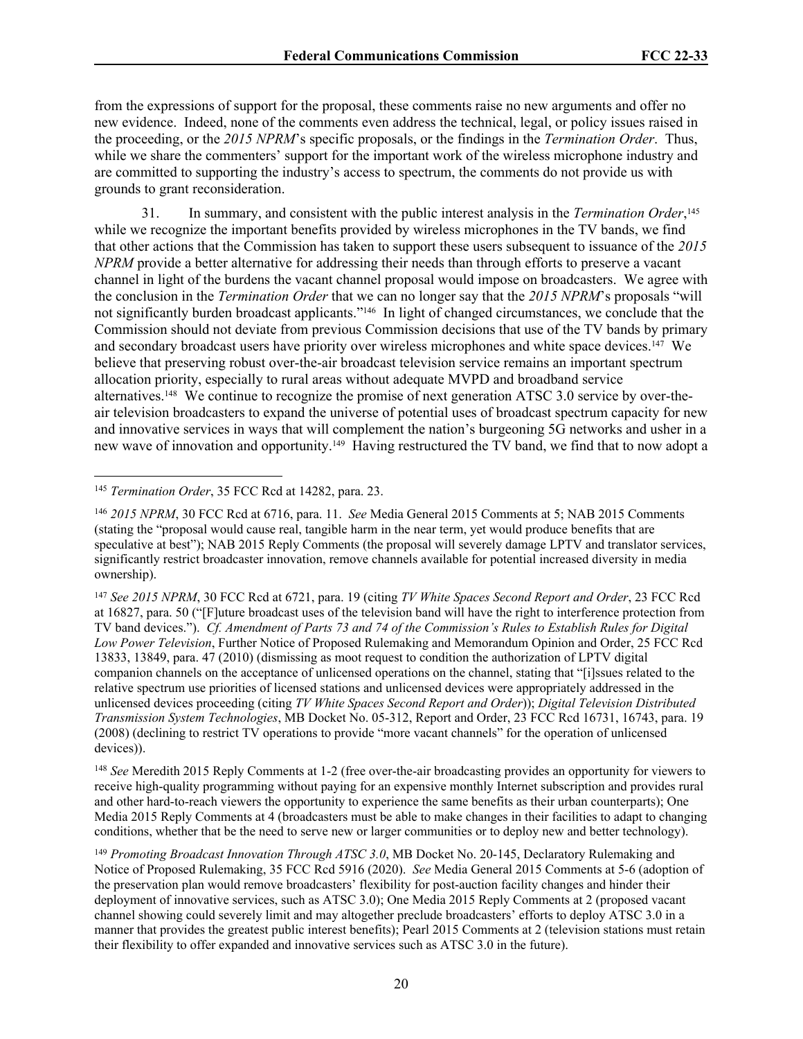from the expressions of support for the proposal, these comments raise no new arguments and offer no new evidence. Indeed, none of the comments even address the technical, legal, or policy issues raised in the proceeding, or the *2015 NPRM*'s specific proposals, or the findings in the *Termination Order*. Thus, while we share the commenters' support for the important work of the wireless microphone industry and are committed to supporting the industry's access to spectrum, the comments do not provide us with grounds to grant reconsideration.

31. In summary, and consistent with the public interest analysis in the *Termination Order*,[145] while we recognize the important benefits provided by wireless microphones in the TV bands, we find that other actions that the Commission has taken to support these users subsequent to issuance of the *2015 NPRM* provide a better alternative for addressing their needs than through efforts to preserve a vacant channel in light of the burdens the vacant channel proposal would impose on broadcasters. We agree with the conclusion in the *Termination Order* that we can no longer say that the *2015 NPRM*'s proposals "will not significantly burden broadcast applicants."[146] In light of changed circumstances, we conclude that the Commission should not deviate from previous Commission decisions that use of the TV bands by primary and secondary broadcast users have priority over wireless microphones and white space devices.[147] We believe that preserving robust over-the-air broadcast television service remains an important spectrum allocation priority, especially to rural areas without adequate MVPD and broadband service alternatives.[148] We continue to recognize the promise of next generation ATSC 3.0 service by over-the-air television broadcasters to expand the universe of potential uses of broadcast spectrum capacity for new and innovative services in ways that will complement the nation's burgeoning 5G networks and usher in a new wave of innovation and opportunity.[149] Having restructured the TV band, we find that to now adopt a

---

[145] *Termination Order*, 35 FCC Rcd at 14282, para. 23.

[146] *2015 NPRM*, 30 FCC Rcd at 6716, para. 11. *See* Media General 2015 Comments at 5; NAB 2015 Comments (stating the "proposal would cause real, tangible harm in the near term, yet would produce benefits that are speculative at best"); NAB 2015 Reply Comments (the proposal will severely damage LPTV and translator services, significantly restrict broadcaster innovation, remove channels available for potential increased diversity in media ownership).

[147] *See 2015 NPRM*, 30 FCC Rcd at 6721, para. 19 (citing *TV White Spaces Second Report and Order*, 23 FCC Rcd at 16827, para. 50 ("[F]uture broadcast uses of the television band will have the right to interference protection from TV band devices."). *Cf. Amendment of Parts 73 and 74 of the Commission's Rules to Establish Rules for Digital Low Power Television*, Further Notice of Proposed Rulemaking and Memorandum Opinion and Order, 25 FCC Rcd 13833, 13849, para. 47 (2010) (dismissing as moot request to condition the authorization of LPTV digital companion channels on the acceptance of unlicensed operations on the channel, stating that "[i]ssues related to the relative spectrum use priorities of licensed stations and unlicensed devices were appropriately addressed in the unlicensed devices proceeding (citing *TV White Spaces Second Report and Order*)); *Digital Television Distributed Transmission System Technologies*, MB Docket No. 05-312, Report and Order, 23 FCC Rcd 16731, 16743, para. 19 (2008) (declining to restrict TV operations to provide "more vacant channels" for the operation of unlicensed devices)).

[148] *See* Meredith 2015 Reply Comments at 1-2 (free over-the-air broadcasting provides an opportunity for viewers to receive high-quality programming without paying for an expensive monthly Internet subscription and provides rural and other hard-to-reach viewers the opportunity to experience the same benefits as their urban counterparts); One Media 2015 Reply Comments at 4 (broadcasters must be able to make changes in their facilities to adapt to changing conditions, whether that be the need to serve new or larger communities or to deploy new and better technology).

[149] *Promoting Broadcast Innovation Through ATSC 3.0*, MB Docket No. 20-145, Declaratory Rulemaking and Notice of Proposed Rulemaking, 35 FCC Rcd 5916 (2020). *See* Media General 2015 Comments at 5-6 (adoption of the preservation plan would remove broadcasters' flexibility for post-auction facility changes and hinder their deployment of innovative services, such as ATSC 3.0); One Media 2015 Reply Comments at 2 (proposed vacant channel showing could severely limit and may altogether preclude broadcasters' efforts to deploy ATSC 3.0 in a manner that provides the greatest public interest benefits); Pearl 2015 Comments at 2 (television stations must retain their flexibility to offer expanded and innovative services such as ATSC 3.0 in the future).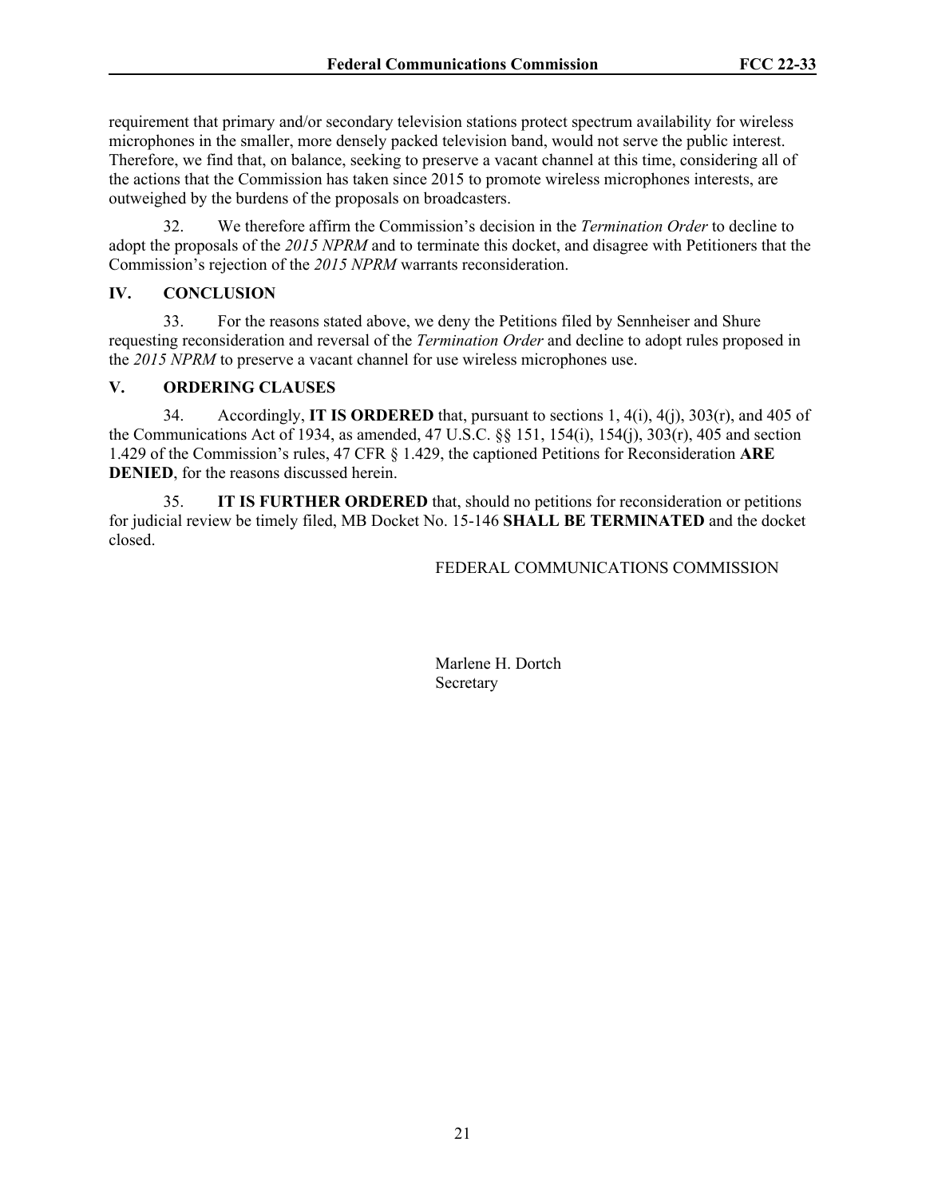requirement that primary and/or secondary television stations protect spectrum availability for wireless microphones in the smaller, more densely packed television band, would not serve the public interest. Therefore, we find that, on balance, seeking to preserve a vacant channel at this time, considering all of the actions that the Commission has taken since 2015 to promote wireless microphones interests, are outweighed by the burdens of the proposals on broadcasters.

32. We therefore affirm the Commission's decision in the *Termination Order* to decline to adopt the proposals of the *2015 NPRM* and to terminate this docket, and disagree with Petitioners that the Commission's rejection of the *2015 NPRM* warrants reconsideration.

## IV. CONCLUSION

33. For the reasons stated above, we deny the Petitions filed by Sennheiser and Shure requesting reconsideration and reversal of the *Termination Order* and decline to adopt rules proposed in the *2015 NPRM* to preserve a vacant channel for use wireless microphones use.

## V. ORDERING CLAUSES

34. Accordingly, **IT IS ORDERED** that, pursuant to sections 1, 4(i), 4(j), 303(r), and 405 of the Communications Act of 1934, as amended, 47 U.S.C. §§ 151, 154(i), 154(j), 303(r), 405 and section 1.429 of the Commission's rules, 47 CFR § 1.429, the captioned Petitions for Reconsideration **ARE DENIED**, for the reasons discussed herein.

35. **IT IS FURTHER ORDERED** that, should no petitions for reconsideration or petitions for judicial review be timely filed, MB Docket No. 15-146 **SHALL BE TERMINATED** and the docket closed.

FEDERAL COMMUNICATIONS COMMISSION

Marlene H. Dortch
Secretary